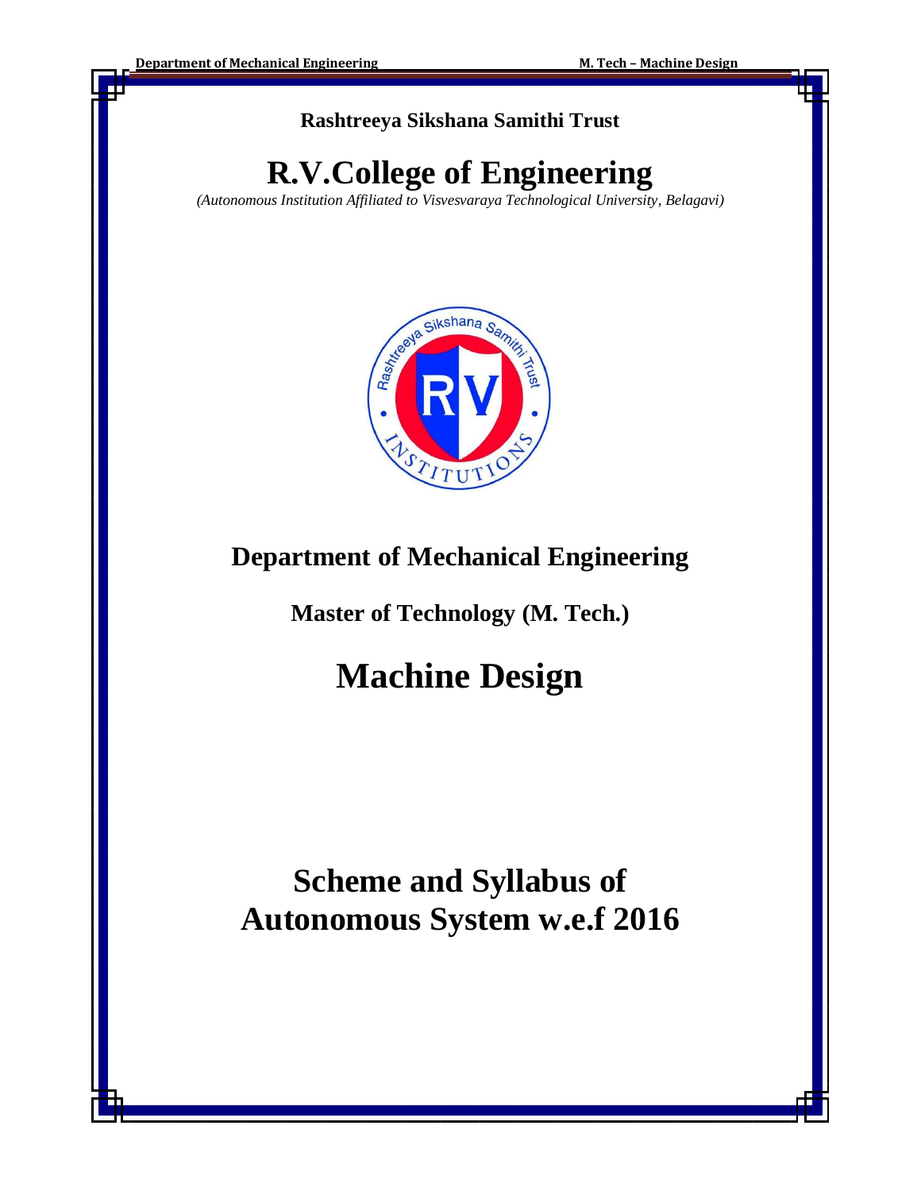**Rashtreeya Sikshana Samithi Trust**

# R.V.College of Engineering

*(Autonomous Institution Affiliated to Visvesvaraya Technological University, Belagavi)*

## Department of Mechanical Engineering

**Master of Technology (M. Tech.)**

# Machine Design

## Scheme and Syllabus of Autonomous System w.e.f 2016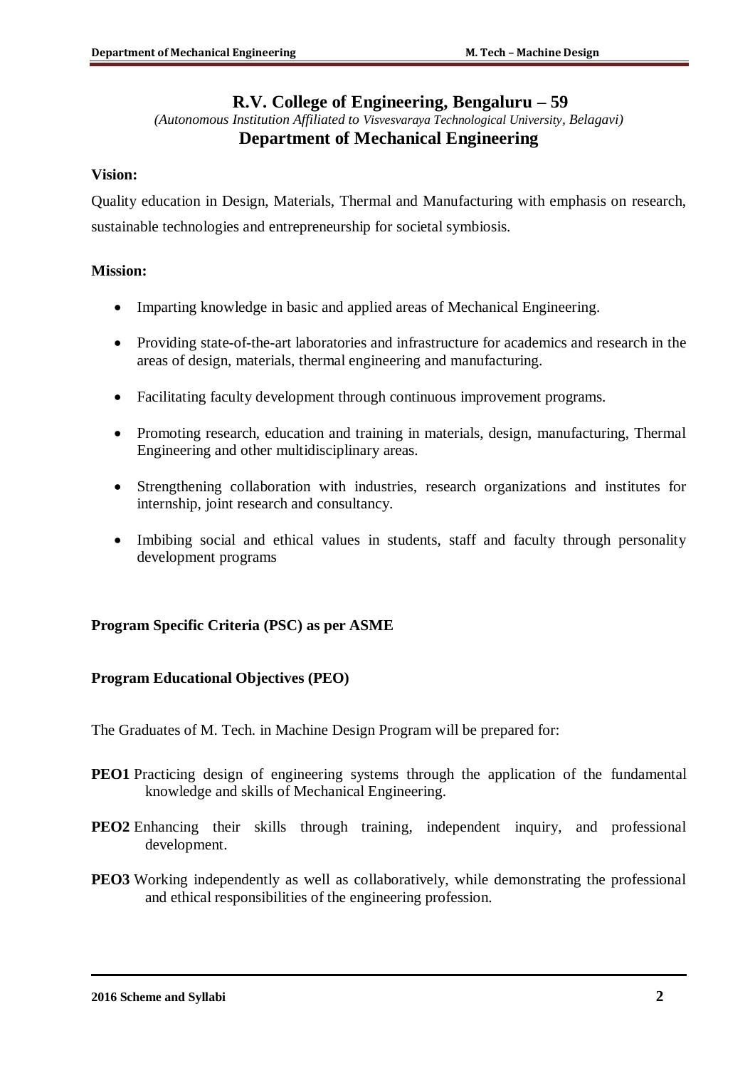# R.V. College of Engineering, Bengaluru – 59

*(Autonomous Institution Affiliated to Visvesvaraya Technological University, Belagavi)*

## Department of Mechanical Engineering

**Vision:**

Quality education in Design, Materials, Thermal and Manufacturing with emphasis on research, sustainable technologies and entrepreneurship for societal symbiosis.

**Mission:**

- Imparting knowledge in basic and applied areas of Mechanical Engineering.
- Providing state-of-the-art laboratories and infrastructure for academics and research in the areas of design, materials, thermal engineering and manufacturing.
- Facilitating faculty development through continuous improvement programs.
- Promoting research, education and training in materials, design, manufacturing, Thermal Engineering and other multidisciplinary areas.
- Strengthening collaboration with industries, research organizations and institutes for internship, joint research and consultancy.
- Imbibing social and ethical values in students, staff and faculty through personality development programs

**Program Specific Criteria (PSC) as per ASME**

**Program Educational Objectives (PEO)**

The Graduates of M. Tech. in Machine Design Program will be prepared for:

**PEO1** Practicing design of engineering systems through the application of the fundamental knowledge and skills of Mechanical Engineering.

**PEO2** Enhancing their skills through training, independent inquiry, and professional development.

**PEO3** Working independently as well as collaboratively, while demonstrating the professional and ethical responsibilities of the engineering profession.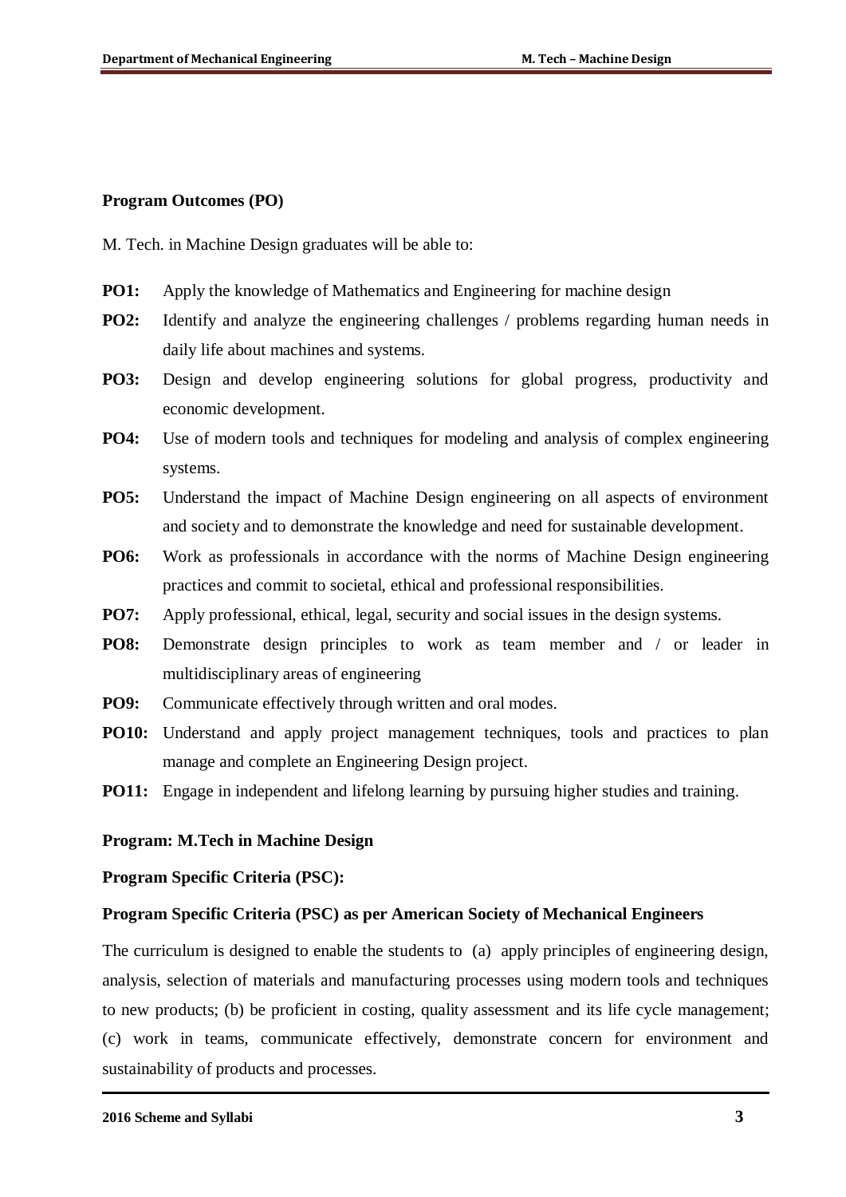**Program Outcomes (PO)**

M. Tech. in Machine Design graduates will be able to:

**PO1:** Apply the knowledge of Mathematics and Engineering for machine design

**PO2:** Identify and analyze the engineering challenges / problems regarding human needs in daily life about machines and systems.

**PO3:** Design and develop engineering solutions for global progress, productivity and economic development.

**PO4:** Use of modern tools and techniques for modeling and analysis of complex engineering systems.

**PO5:** Understand the impact of Machine Design engineering on all aspects of environment and society and to demonstrate the knowledge and need for sustainable development.

**PO6:** Work as professionals in accordance with the norms of Machine Design engineering practices and commit to societal, ethical and professional responsibilities.

**PO7:** Apply professional, ethical, legal, security and social issues in the design systems.

**PO8:** Demonstrate design principles to work as team member and / or leader in multidisciplinary areas of engineering

**PO9:** Communicate effectively through written and oral modes.

**PO10:** Understand and apply project management techniques, tools and practices to plan manage and complete an Engineering Design project.

**PO11:** Engage in independent and lifelong learning by pursuing higher studies and training.

**Program: M.Tech in Machine Design**

**Program Specific Criteria (PSC):**

**Program Specific Criteria (PSC) as per American Society of Mechanical Engineers**

The curriculum is designed to enable the students to (a) apply principles of engineering design, analysis, selection of materials and manufacturing processes using modern tools and techniques to new products; (b) be proficient in costing, quality assessment and its life cycle management; (c) work in teams, communicate effectively, demonstrate concern for environment and sustainability of products and processes.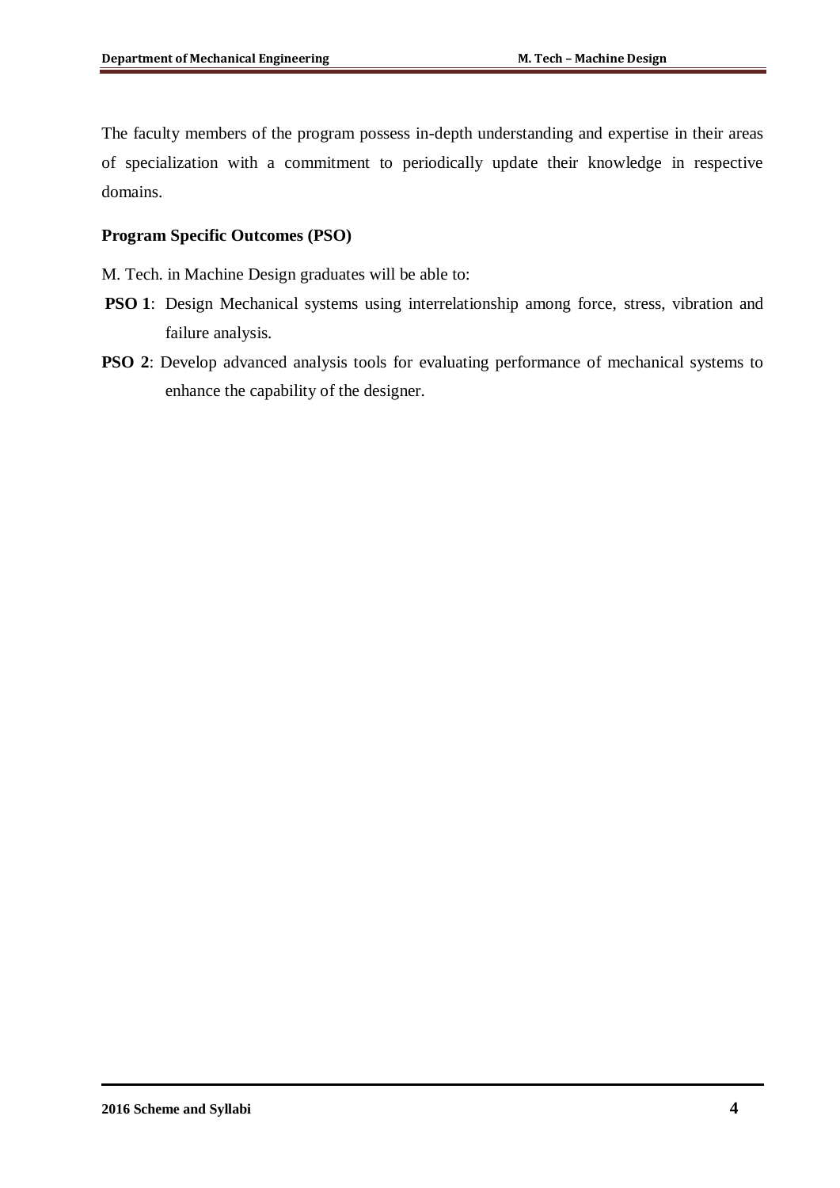The faculty members of the program possess in-depth understanding and expertise in their areas of specialization with a commitment to periodically update their knowledge in respective domains.

**Program Specific Outcomes (PSO)**

M. Tech. in Machine Design graduates will be able to:

**PSO 1**: Design Mechanical systems using interrelationship among force, stress, vibration and failure analysis.

**PSO 2**: Develop advanced analysis tools for evaluating performance of mechanical systems to enhance the capability of the designer.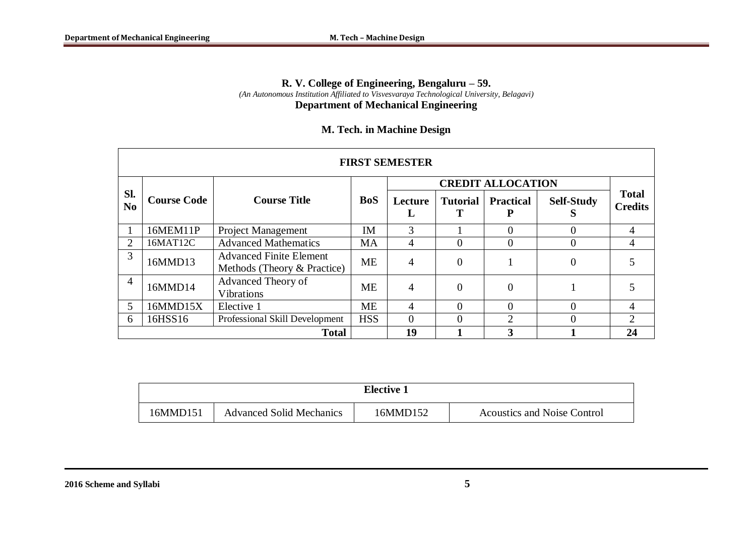**R. V. College of Engineering, Bengaluru – 59.**

*(An Autonomous Institution Affiliated to Visvesvaraya Technological University, Belagavi)*

**Department of Mechanical Engineering**

## M. Tech. in Machine Design

| FIRST SEMESTER | | | | | | | | |
|---|---|---|---|---|---|---|---|---|
| **Sl. No** | **Course Code** | **Course Title** | **BoS** | **CREDIT ALLOCATION** | | | | **Total Credits** |
| | | | | **Lecture L** | **Tutorial T** | **Practical P** | **Self-Study S** | |
| 1 | 16MEM11P | Project Management | IM | 3 | 1 | 0 | 0 | 4 |
| 2 | 16MAT12C | Advanced Mathematics | MA | 4 | 0 | 0 | 0 | 4 |
| 3 | 16MMD13 | Advanced Finite Element Methods (Theory & Practice) | ME | 4 | 0 | 1 | 0 | 5 |
| 4 | 16MMD14 | Advanced Theory of Vibrations | ME | 4 | 0 | 0 | 1 | 5 |
| 5 | 16MMD15X | Elective 1 | ME | 4 | 0 | 0 | 0 | 4 |
| 6 | 16HSS16 | Professional Skill Development | HSS | 0 | 0 | 2 | 0 | 2 |
| | | **Total** | | **19** | **1** | **3** | **1** | **24** |

| Elective 1 | | | |
|---|---|---|---|
| 16MMD151 | Advanced Solid Mechanics | 16MMD152 | Acoustics and Noise Control |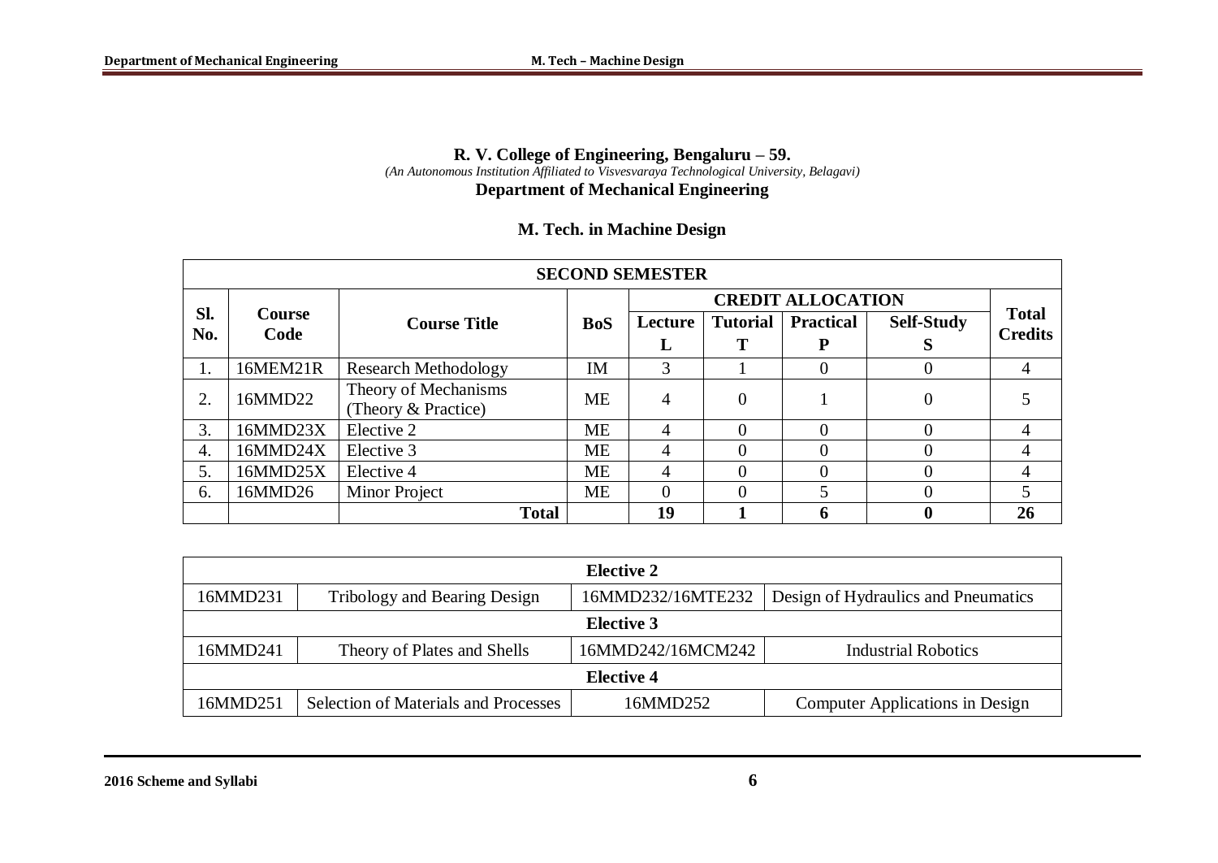**R. V. College of Engineering, Bengaluru – 59.**

*(An Autonomous Institution Affiliated to Visvesvaraya Technological University, Belagavi)*

**Department of Mechanical Engineering**

## M. Tech. in Machine Design

| SECOND SEMESTER | | | | | | | | |
|---|---|---|---|---|---|---|---|---|
| Sl. No. | Course Code | Course Title | BoS | CREDIT ALLOCATION | | | | Total Credits |
| | | | | Lecture L | Tutorial T | Practical P | Self-Study S | |
| 1. | 16MEM21R | Research Methodology | IM | 3 | 1 | 0 | 0 | 4 |
| 2. | 16MMD22 | Theory of Mechanisms (Theory & Practice) | ME | 4 | 0 | 1 | 0 | 5 |
| 3. | 16MMD23X | Elective 2 | ME | 4 | 0 | 0 | 0 | 4 |
| 4. | 16MMD24X | Elective 3 | ME | 4 | 0 | 0 | 0 | 4 |
| 5. | 16MMD25X | Elective 4 | ME | 4 | 0 | 0 | 0 | 4 |
| 6. | 16MMD26 | Minor Project | ME | 0 | 0 | 5 | 0 | 5 |
| | | **Total** | | **19** | **1** | **6** | **0** | **26** |

| Elective 2 | | | |
|---|---|---|---|
| 16MMD231 | Tribology and Bearing Design | 16MMD232/16MTE232 | Design of Hydraulics and Pneumatics |
| **Elective 3** | | | |
| 16MMD241 | Theory of Plates and Shells | 16MMD242/16MCM242 | Industrial Robotics |
| **Elective 4** | | | |
| 16MMD251 | Selection of Materials and Processes | 16MMD252 | Computer Applications in Design |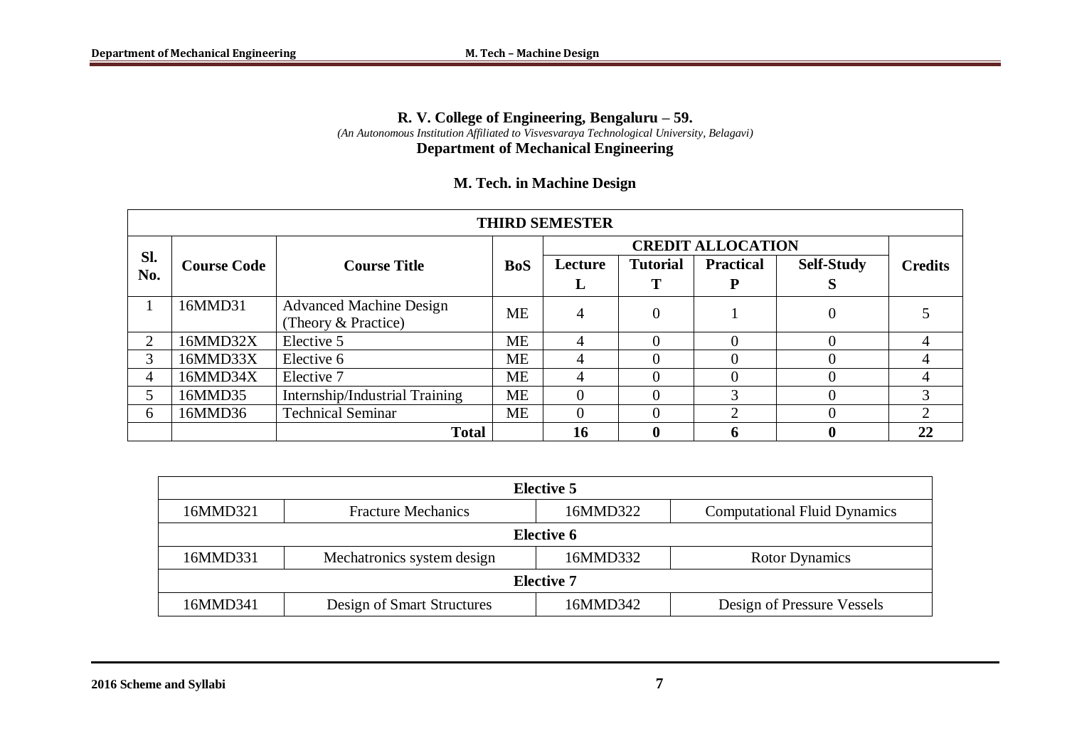**R. V. College of Engineering, Bengaluru – 59.**

*(An Autonomous Institution Affiliated to Visvesvaraya Technological University, Belagavi)*

**Department of Mechanical Engineering**

## M. Tech. in Machine Design

| THIRD SEMESTER | | | | | | | | |
|---|---|---|---|---|---|---|---|---|
| **Sl. No.** | **Course Code** | **Course Title** | **BoS** | **CREDIT ALLOCATION** | | | | **Credits** |
| | | | | **Lecture L** | **Tutorial T** | **Practical P** | **Self-Study S** | |
| 1 | 16MMD31 | Advanced Machine Design (Theory & Practice) | ME | 4 | 0 | 1 | 0 | 5 |
| 2 | 16MMD32X | Elective 5 | ME | 4 | 0 | 0 | 0 | 4 |
| 3 | 16MMD33X | Elective 6 | ME | 4 | 0 | 0 | 0 | 4 |
| 4 | 16MMD34X | Elective 7 | ME | 4 | 0 | 0 | 0 | 4 |
| 5 | 16MMD35 | Internship/Industrial Training | ME | 0 | 0 | 3 | 0 | 3 |
| 6 | 16MMD36 | Technical Seminar | ME | 0 | 0 | 2 | 0 | 2 |
| | | **Total** | | **16** | **0** | **6** | **0** | **22** |

| **Elective 5** | | | |
|---|---|---|---|
| 16MMD321 | Fracture Mechanics | 16MMD322 | Computational Fluid Dynamics |
| **Elective 6** | | | |
| 16MMD331 | Mechatronics system design | 16MMD332 | Rotor Dynamics |
| **Elective 7** | | | |
| 16MMD341 | Design of Smart Structures | 16MMD342 | Design of Pressure Vessels |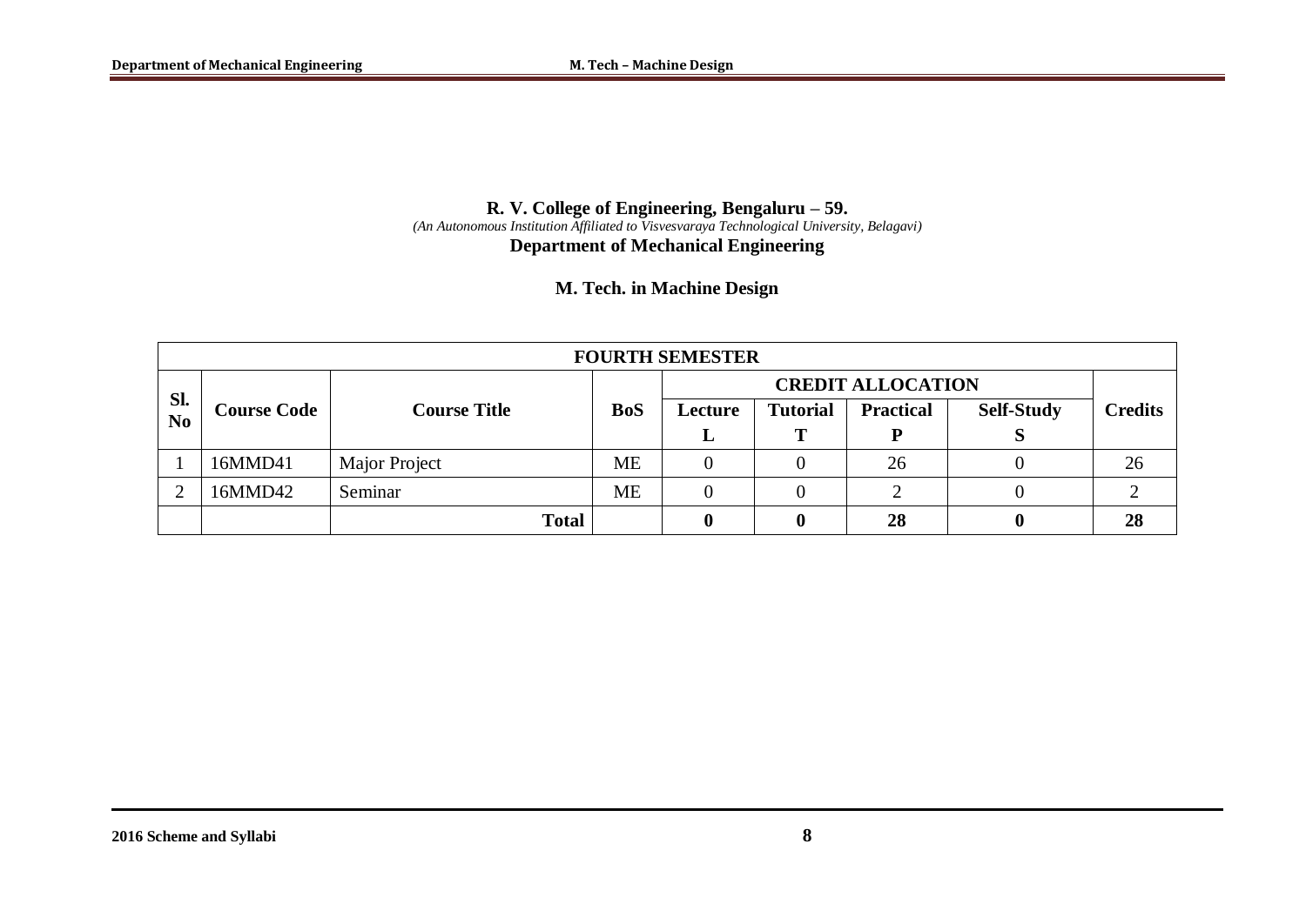**R. V. College of Engineering, Bengaluru – 59.**

*(An Autonomous Institution Affiliated to Visvesvaraya Technological University, Belagavi)*

**Department of Mechanical Engineering**

**M. Tech. in Machine Design**

| FOURTH SEMESTER | | | | | | | | |
|---|---|---|---|---|---|---|---|---|
| **Sl. No** | **Course Code** | **Course Title** | **BoS** | **CREDIT ALLOCATION** | | | | **Credits** |
| | | | | **Lecture L** | **Tutorial T** | **Practical P** | **Self-Study S** | |
| 1 | 16MMD41 | Major Project | ME | 0 | 0 | 26 | 0 | 26 |
| 2 | 16MMD42 | Seminar | ME | 0 | 0 | 2 | 0 | 2 |
| | | **Total** | | **0** | **0** | **28** | **0** | **28** |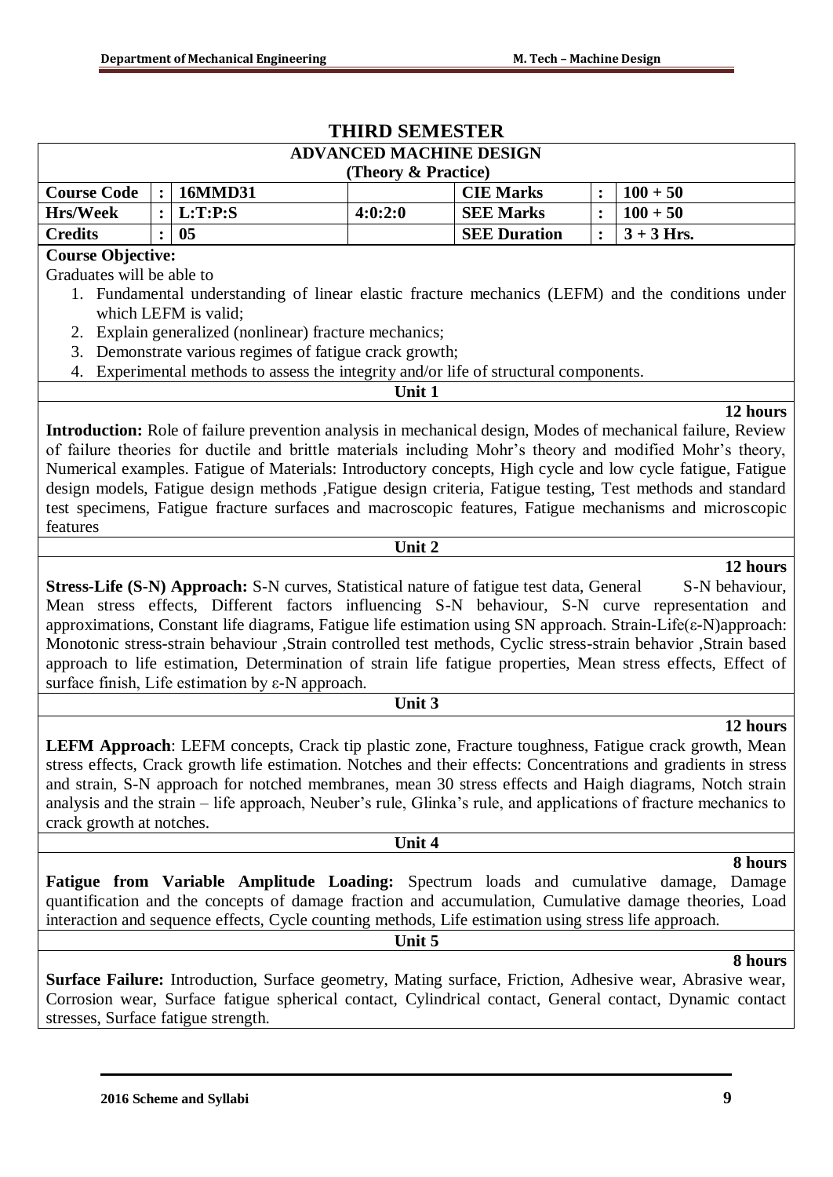# THIRD SEMESTER

## ADVANCED MACHINE DESIGN
### (Theory & Practice)

| Course Code | : | 16MMD31 | | CIE Marks | : | 100 + 50 |
|---|---|---|---|---|---|---|
| Hrs/Week | : | L:T:P:S | 4:0:2:0 | SEE Marks | : | 100 + 50 |
| Credits | : | 05 | | SEE Duration | : | 3 + 3 Hrs. |

**Course Objective:**

Graduates will be able to

1. Fundamental understanding of linear elastic fracture mechanics (LEFM) and the conditions under which LEFM is valid;
2. Explain generalized (nonlinear) fracture mechanics;
3. Demonstrate various regimes of fatigue crack growth;
4. Experimental methods to assess the integrity and/or life of structural components.

**Unit 1**

**12 hours**

**Introduction:** Role of failure prevention analysis in mechanical design, Modes of mechanical failure, Review of failure theories for ductile and brittle materials including Mohr's theory and modified Mohr's theory, Numerical examples. Fatigue of Materials: Introductory concepts, High cycle and low cycle fatigue, Fatigue design models, Fatigue design methods ,Fatigue design criteria, Fatigue testing, Test methods and standard test specimens, Fatigue fracture surfaces and macroscopic features, Fatigue mechanisms and microscopic features

**Unit 2**

**12 hours**

**Stress-Life (S-N) Approach:** S-N curves, Statistical nature of fatigue test data, General S-N behaviour, Mean stress effects, Different factors influencing S-N behaviour, S-N curve representation and approximations, Constant life diagrams, Fatigue life estimation using SN approach. Strain-Life($\varepsilon$-N)approach: Monotonic stress-strain behaviour ,Strain controlled test methods, Cyclic stress-strain behavior ,Strain based approach to life estimation, Determination of strain life fatigue properties, Mean stress effects, Effect of surface finish, Life estimation by $\varepsilon$-N approach.

**Unit 3**

**12 hours**

**LEFM Approach**: LEFM concepts, Crack tip plastic zone, Fracture toughness, Fatigue crack growth, Mean stress effects, Crack growth life estimation. Notches and their effects: Concentrations and gradients in stress and strain, S-N approach for notched membranes, mean 30 stress effects and Haigh diagrams, Notch strain analysis and the strain – life approach, Neuber's rule, Glinka's rule, and applications of fracture mechanics to crack growth at notches.

**Unit 4**

**8 hours**

**Fatigue from Variable Amplitude Loading:** Spectrum loads and cumulative damage, Damage quantification and the concepts of damage fraction and accumulation, Cumulative damage theories, Load interaction and sequence effects, Cycle counting methods, Life estimation using stress life approach.

**Unit 5**

**8 hours**

**Surface Failure:** Introduction, Surface geometry, Mating surface, Friction, Adhesive wear, Abrasive wear, Corrosion wear, Surface fatigue spherical contact, Cylindrical contact, General contact, Dynamic contact stresses, Surface fatigue strength.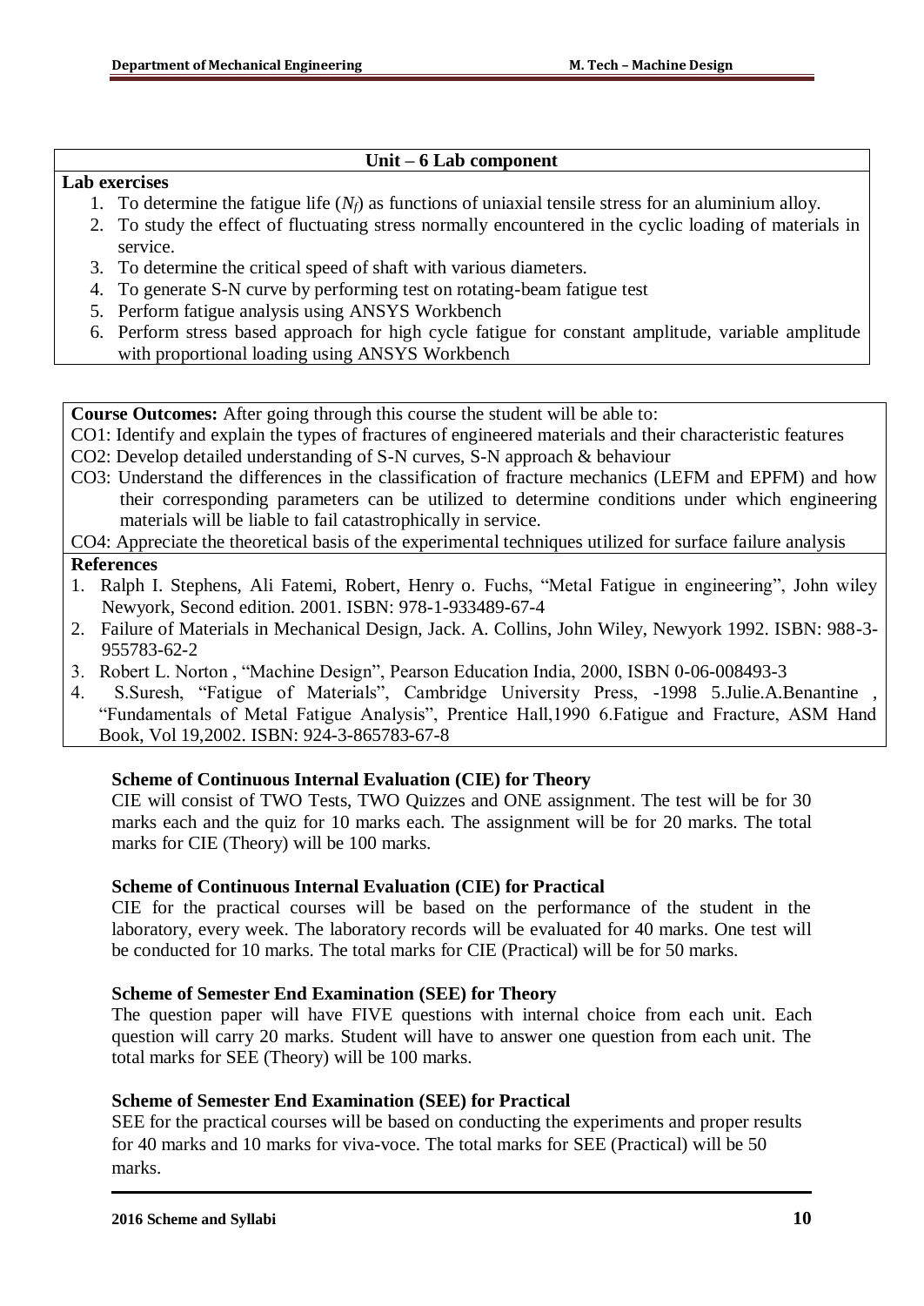## Unit – 6 Lab component

**Lab exercises**

1. To determine the fatigue life ($N_f$) as functions of uniaxial tensile stress for an aluminium alloy.
2. To study the effect of fluctuating stress normally encountered in the cyclic loading of materials in service.
3. To determine the critical speed of shaft with various diameters.
4. To generate S-N curve by performing test on rotating-beam fatigue test
5. Perform fatigue analysis using ANSYS Workbench
6. Perform stress based approach for high cycle fatigue for constant amplitude, variable amplitude with proportional loading using ANSYS Workbench

**Course Outcomes:** After going through this course the student will be able to:

CO1: Identify and explain the types of fractures of engineered materials and their characteristic features

CO2: Develop detailed understanding of S-N curves, S-N approach & behaviour

CO3: Understand the differences in the classification of fracture mechanics (LEFM and EPFM) and how their corresponding parameters can be utilized to determine conditions under which engineering materials will be liable to fail catastrophically in service.

CO4: Appreciate the theoretical basis of the experimental techniques utilized for surface failure analysis

**References**

1. Ralph I. Stephens, Ali Fatemi, Robert, Henry o. Fuchs, "Metal Fatigue in engineering", John wiley Newyork, Second edition. 2001. ISBN: 978-1-933489-67-4
2. Failure of Materials in Mechanical Design, Jack. A. Collins, John Wiley, Newyork 1992. ISBN: 988-3-955783-62-2
3. Robert L. Norton , "Machine Design", Pearson Education India, 2000, ISBN 0-06-008493-3
4. S.Suresh, "Fatigue of Materials", Cambridge University Press, -1998 5.Julie.A.Benantine , "Fundamentals of Metal Fatigue Analysis", Prentice Hall,1990 6.Fatigue and Fracture, ASM Hand Book, Vol 19,2002. ISBN: 924-3-865783-67-8

**Scheme of Continuous Internal Evaluation (CIE) for Theory**

CIE will consist of TWO Tests, TWO Quizzes and ONE assignment. The test will be for 30 marks each and the quiz for 10 marks each. The assignment will be for 20 marks. The total marks for CIE (Theory) will be 100 marks.

**Scheme of Continuous Internal Evaluation (CIE) for Practical**

CIE for the practical courses will be based on the performance of the student in the laboratory, every week. The laboratory records will be evaluated for 40 marks. One test will be conducted for 10 marks. The total marks for CIE (Practical) will be for 50 marks.

**Scheme of Semester End Examination (SEE) for Theory**

The question paper will have FIVE questions with internal choice from each unit. Each question will carry 20 marks. Student will have to answer one question from each unit. The total marks for SEE (Theory) will be 100 marks.

**Scheme of Semester End Examination (SEE) for Practical**

SEE for the practical courses will be based on conducting the experiments and proper results for 40 marks and 10 marks for viva-voce. The total marks for SEE (Practical) will be 50 marks.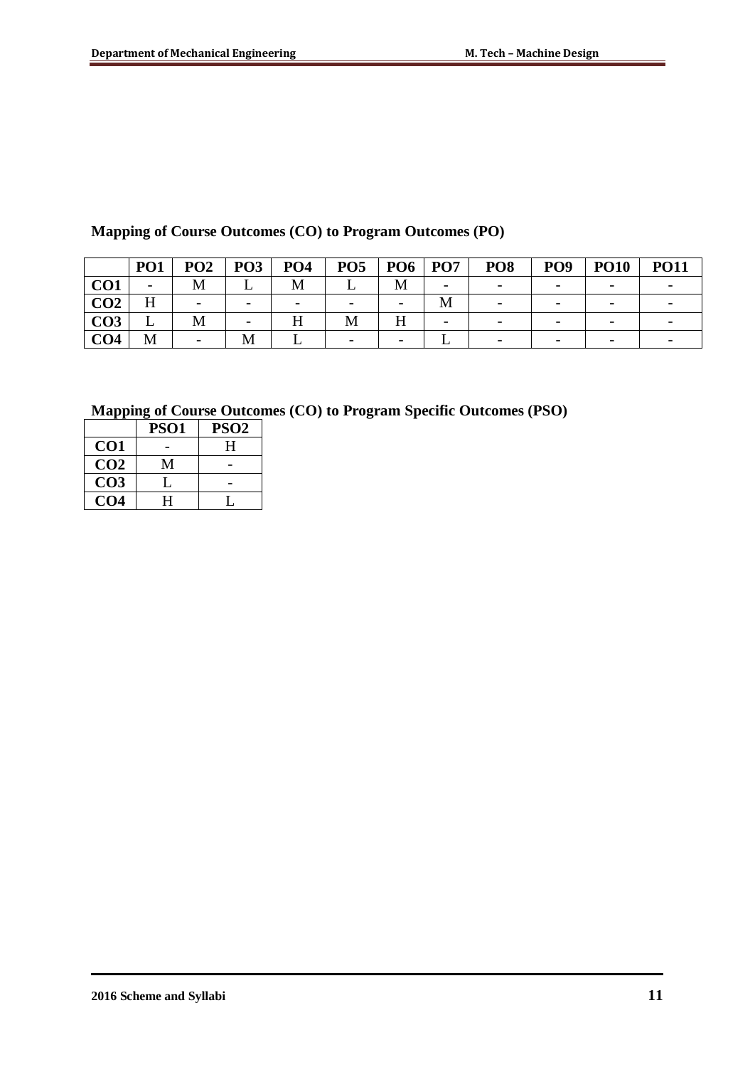## Mapping of Course Outcomes (CO) to Program Outcomes (PO)

| | PO1 | PO2 | PO3 | PO4 | PO5 | PO6 | PO7 | PO8 | PO9 | PO10 | PO11 |
|---|---|---|---|---|---|---|---|---|---|---|---|
| CO1 | - | M | L | M | L | M | - | - | - | - | - |
| CO2 | H | - | - | - | - | - | M | - | - | - | - |
| CO3 | L | M | - | H | M | H | - | - | - | - | - |
| CO4 | M | - | M | L | - | - | L | - | - | - | - |

## Mapping of Course Outcomes (CO) to Program Specific Outcomes (PSO)

| | PSO1 | PSO2 |
|---|---|---|
| CO1 | - | H |
| CO2 | M | - |
| CO3 | L | - |
| CO4 | H | L |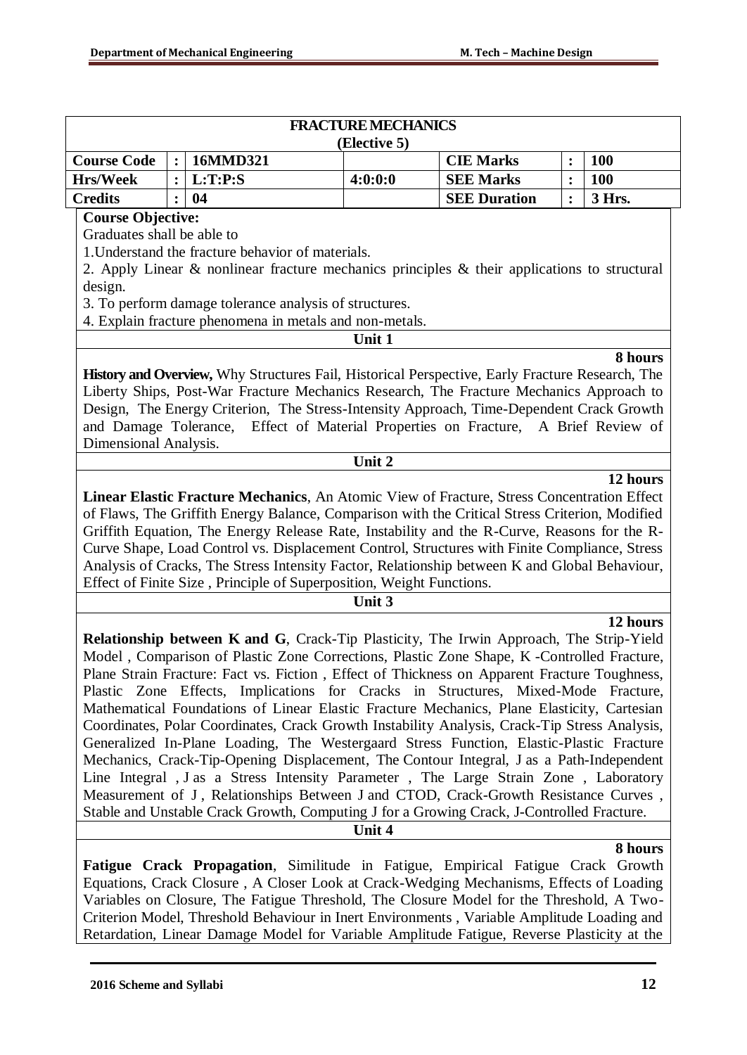## FRACTURE MECHANICS
### (Elective 5)

| Course Code | : | 16MMD321 | | CIE Marks | : | 100 |
|---|---|---|---|---|---|---|
| Hrs/Week | : | L:T:P:S | 4:0:0:0 | SEE Marks | : | 100 |
| Credits | : | 04 | | SEE Duration | : | 3 Hrs. |

**Course Objective:**

Graduates shall be able to

1. Understand the fracture behavior of materials.
2. Apply Linear & nonlinear fracture mechanics principles & their applications to structural design.
3. To perform damage tolerance analysis of structures.
4. Explain fracture phenomena in metals and non-metals.

### Unit 1

**8 hours**

**History and Overview,** Why Structures Fail, Historical Perspective, Early Fracture Research, The Liberty Ships, Post-War Fracture Mechanics Research, The Fracture Mechanics Approach to Design, The Energy Criterion, The Stress-Intensity Approach, Time-Dependent Crack Growth and Damage Tolerance, Effect of Material Properties on Fracture, A Brief Review of Dimensional Analysis.

### Unit 2

**12 hours**

**Linear Elastic Fracture Mechanics**, An Atomic View of Fracture, Stress Concentration Effect of Flaws, The Griffith Energy Balance, Comparison with the Critical Stress Criterion, Modified Griffith Equation, The Energy Release Rate, Instability and the R-Curve, Reasons for the R-Curve Shape, Load Control vs. Displacement Control, Structures with Finite Compliance, Stress Analysis of Cracks, The Stress Intensity Factor, Relationship between K and Global Behaviour, Effect of Finite Size , Principle of Superposition, Weight Functions.

### Unit 3

**12 hours**

**Relationship between K and G**, Crack-Tip Plasticity, The Irwin Approach, The Strip-Yield Model , Comparison of Plastic Zone Corrections, Plastic Zone Shape, K -Controlled Fracture, Plane Strain Fracture: Fact vs. Fiction , Effect of Thickness on Apparent Fracture Toughness, Plastic Zone Effects, Implications for Cracks in Structures, Mixed-Mode Fracture, Mathematical Foundations of Linear Elastic Fracture Mechanics, Plane Elasticity, Cartesian Coordinates, Polar Coordinates, Crack Growth Instability Analysis, Crack-Tip Stress Analysis, Generalized In-Plane Loading, The Westergaard Stress Function, Elastic-Plastic Fracture Mechanics, Crack-Tip-Opening Displacement, The Contour Integral, J as a Path-Independent Line Integral , J as a Stress Intensity Parameter , The Large Strain Zone , Laboratory Measurement of J , Relationships Between J and CTOD, Crack-Growth Resistance Curves , Stable and Unstable Crack Growth, Computing J for a Growing Crack, J-Controlled Fracture.

### Unit 4

**8 hours**

**Fatigue Crack Propagation**, Similitude in Fatigue, Empirical Fatigue Crack Growth Equations, Crack Closure , A Closer Look at Crack-Wedging Mechanisms, Effects of Loading Variables on Closure, The Fatigue Threshold, The Closure Model for the Threshold, A Two-Criterion Model, Threshold Behaviour in Inert Environments , Variable Amplitude Loading and Retardation, Linear Damage Model for Variable Amplitude Fatigue, Reverse Plasticity at the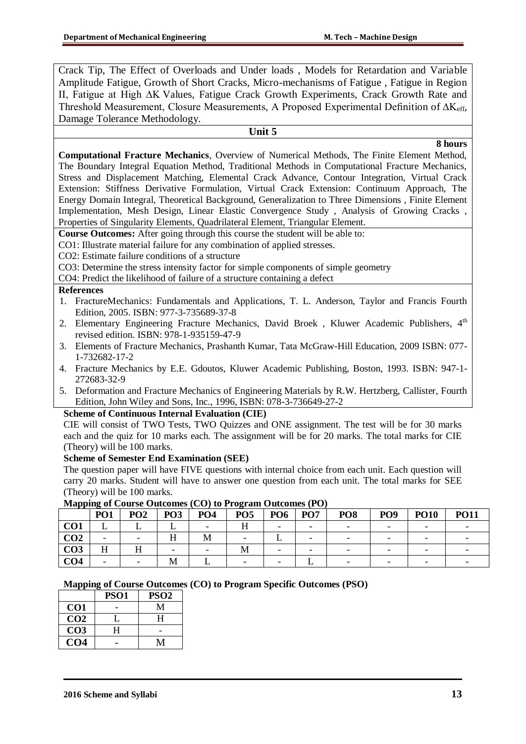Crack Tip, The Effect of Overloads and Under loads , Models for Retardation and Variable Amplitude Fatigue, Growth of Short Cracks, Micro-mechanisms of Fatigue , Fatigue in Region II, Fatigue at High $\Delta K$ Values, Fatigue Crack Growth Experiments, Crack Growth Rate and Threshold Measurement, Closure Measurements, A Proposed Experimental Definition of $\Delta K_{eff}$, Damage Tolerance Methodology.

### Unit 5

**8 hours**

**Computational Fracture Mechanics**, Overview of Numerical Methods, The Finite Element Method, The Boundary Integral Equation Method, Traditional Methods in Computational Fracture Mechanics, Stress and Displacement Matching, Elemental Crack Advance, Contour Integration, Virtual Crack Extension: Stiffness Derivative Formulation, Virtual Crack Extension: Continuum Approach, The Energy Domain Integral, Theoretical Background, Generalization to Three Dimensions , Finite Element Implementation, Mesh Design, Linear Elastic Convergence Study , Analysis of Growing Cracks , Properties of Singularity Elements, Quadrilateral Element, Triangular Element.

**Course Outcomes:** After going through this course the student will be able to:

CO1: Illustrate material failure for any combination of applied stresses.

CO2: Estimate failure conditions of a structure

CO3: Determine the stress intensity factor for simple components of simple geometry

CO4: Predict the likelihood of failure of a structure containing a defect

**References**

1. FractureMechanics: Fundamentals and Applications, T. L. Anderson, Taylor and Francis Fourth Edition, 2005. ISBN: 977-3-735689-37-8
2. Elementary Engineering Fracture Mechanics, David Broek , Kluwer Academic Publishers, 4th revised edition. ISBN: 978-1-935159-47-9
3. Elements of Fracture Mechanics, Prashanth Kumar, Tata McGraw-Hill Education, 2009 ISBN: 077-1-732682-17-2
4. Fracture Mechanics by E.E. Gdoutos, Kluwer Academic Publishing, Boston, 1993. ISBN: 947-1-272683-32-9
5. Deformation and Fracture Mechanics of Engineering Materials by R.W. Hertzberg, Callister, Fourth Edition, John Wiley and Sons, Inc., 1996, ISBN: 078-3-736649-27-2

**Scheme of Continuous Internal Evaluation (CIE)**

CIE will consist of TWO Tests, TWO Quizzes and ONE assignment. The test will be for 30 marks each and the quiz for 10 marks each. The assignment will be for 20 marks. The total marks for CIE (Theory) will be 100 marks.

**Scheme of Semester End Examination (SEE)**

The question paper will have FIVE questions with internal choice from each unit. Each question will carry 20 marks. Student will have to answer one question from each unit. The total marks for SEE (Theory) will be 100 marks.

**Mapping of Course Outcomes (CO) to Program Outcomes (PO)**

| | PO1 | PO2 | PO3 | PO4 | PO5 | PO6 | PO7 | PO8 | PO9 | PO10 | PO11 |
|---|---|---|---|---|---|---|---|---|---|---|---|
| CO1 | L | L | L | - | H | - | - | - | - | - | - |
| CO2 | - | - | H | M | - | L | - | - | - | - | - |
| CO3 | H | H | - | - | M | - | - | - | - | - | - |
| CO4 | - | - | M | L | - | - | L | - | - | - | - |

**Mapping of Course Outcomes (CO) to Program Specific Outcomes (PSO)**

| | PSO1 | PSO2 |
|---|---|---|
| CO1 | - | M |
| CO2 | L | H |
| CO3 | H | - |
| CO4 | - | M |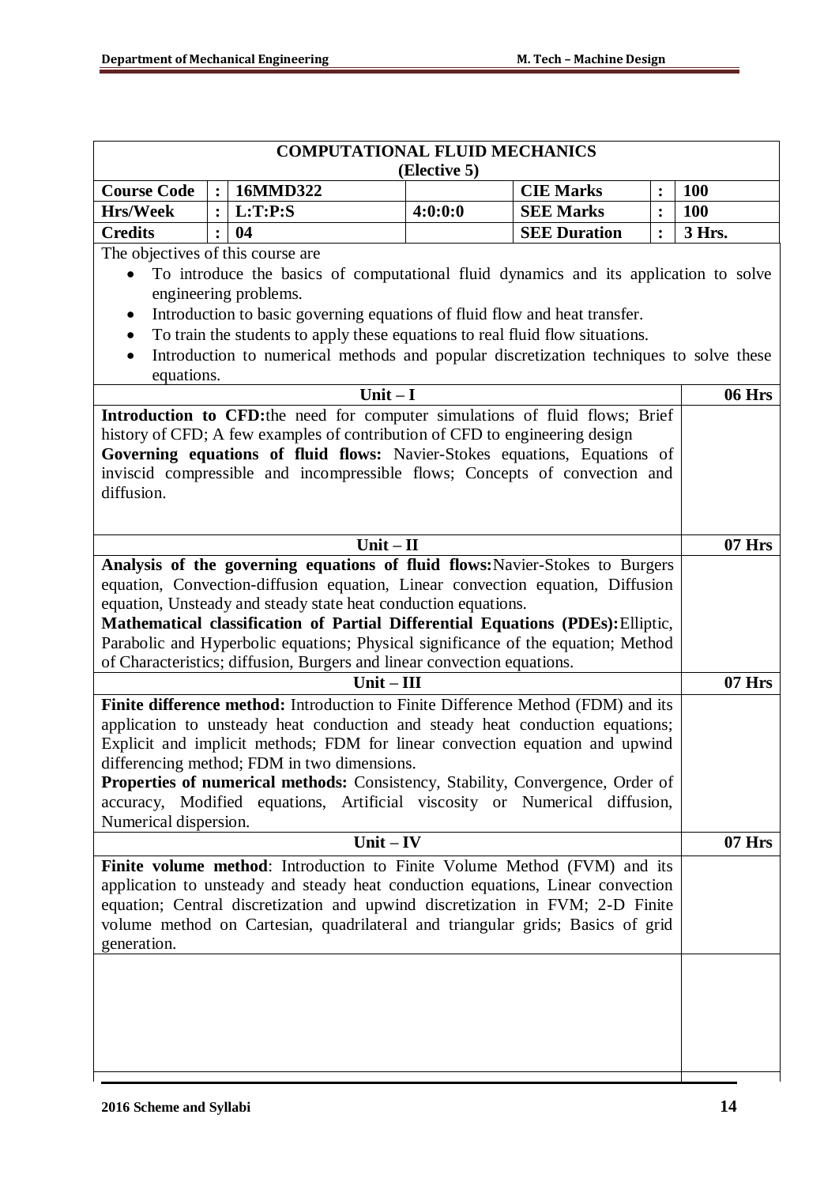## COMPUTATIONAL FLUID MECHANICS
### (Elective 5)

| Course Code | : | 16MMD322 | | CIE Marks | : | 100 |
|---|---|---|---|---|---|---|
| Hrs/Week | : | L:T:P:S | 4:0:0:0 | SEE Marks | : | 100 |
| Credits | : | 04 | | SEE Duration | : | 3 Hrs. |

The objectives of this course are

- To introduce the basics of computational fluid dynamics and its application to solve engineering problems.
- Introduction to basic governing equations of fluid flow and heat transfer.
- To train the students to apply these equations to real fluid flow situations.
- Introduction to numerical methods and popular discretization techniques to solve these equations.

| Unit – I | 06 Hrs |
|---|---|
| **Introduction to CFD:** the need for computer simulations of fluid flows; Brief history of CFD; A few examples of contribution of CFD to engineering design **Governing equations of fluid flows:** Navier-Stokes equations, Equations of inviscid compressible and incompressible flows; Concepts of convection and diffusion. | |
| **Unit – II** | **07 Hrs** |
| **Analysis of the governing equations of fluid flows:** Navier-Stokes to Burgers equation, Convection-diffusion equation, Linear convection equation, Diffusion equation, Unsteady and steady state heat conduction equations. **Mathematical classification of Partial Differential Equations (PDEs):** Elliptic, Parabolic and Hyperbolic equations; Physical significance of the equation; Method of Characteristics; diffusion, Burgers and linear convection equations. | |
| **Unit – III** | **07 Hrs** |
| **Finite difference method:** Introduction to Finite Difference Method (FDM) and its application to unsteady heat conduction and steady heat conduction equations; Explicit and implicit methods; FDM for linear convection equation and upwind differencing method; FDM in two dimensions. **Properties of numerical methods:** Consistency, Stability, Convergence, Order of accuracy, Modified equations, Artificial viscosity or Numerical diffusion, Numerical dispersion. | |
| **Unit – IV** | **07 Hrs** |
| **Finite volume method**: Introduction to Finite Volume Method (FVM) and its application to unsteady and steady heat conduction equations, Linear convection equation; Central discretization and upwind discretization in FVM; 2-D Finite volume method on Cartesian, quadrilateral and triangular grids; Basics of grid generation. | |
| | |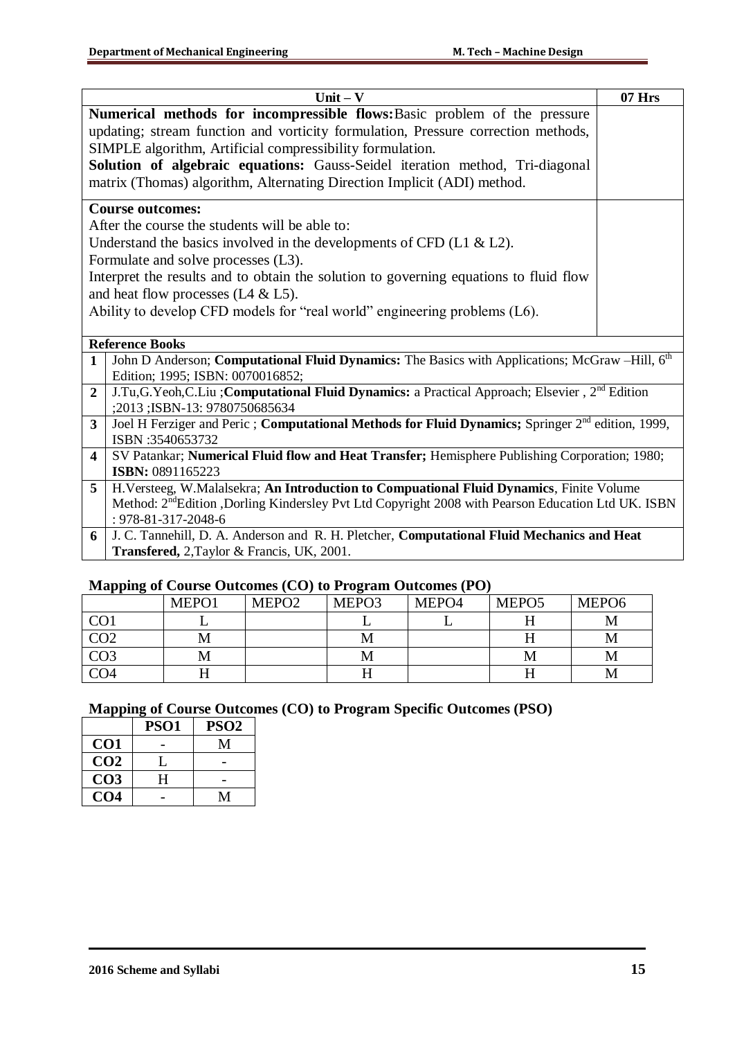| Unit – V | 07 Hrs |
|---|---|
| **Numerical methods for incompressible flows:** Basic problem of the pressure updating; stream function and vorticity formulation, Pressure correction methods, SIMPLE algorithm, Artificial compressibility formulation. **Solution of algebraic equations:** Gauss-Seidel iteration method, Tri-diagonal matrix (Thomas) algorithm, Alternating Direction Implicit (ADI) method. | |

**Course outcomes:**

After the course the students will be able to:

Understand the basics involved in the developments of CFD (L1 & L2).

Formulate and solve processes (L3).

Interpret the results and to obtain the solution to governing equations to fluid flow and heat flow processes (L4 & L5).

Ability to develop CFD models for "real world" engineering problems (L6).

**Reference Books**

| | |
|---|---|
| 1 | John D Anderson; **Computational Fluid Dynamics:** The Basics with Applications; McGraw –Hill, 6th Edition; 1995; ISBN: 0070016852; |
| 2 | J.Tu,G.Yeoh,C.Liu ;**Computational Fluid Dynamics:** a Practical Approach; Elsevier , 2nd Edition ;2013 ;ISBN-13: 9780750685634 |
| 3 | Joel H Ferziger and Peric ; **Computational Methods for Fluid Dynamics;** Springer 2nd edition, 1999, ISBN :3540653732 |
| 4 | SV Patankar; **Numerical Fluid flow and Heat Transfer;** Hemisphere Publishing Corporation; 1980; **ISBN:** 0891165223 |
| 5 | H.Versteeg, W.Malalsekra; **An Introduction to Compuational Fluid Dynamics**, Finite Volume Method: 2ndEdition ,Dorling Kindersley Pvt Ltd Copyright 2008 with Pearson Education Ltd UK. ISBN : 978-81-317-2048-6 |
| 6 | J. C. Tannehill, D. A. Anderson and R. H. Pletcher, **Computational Fluid Mechanics and Heat Transfered,** 2,Taylor & Francis, UK, 2001. |

## Mapping of Course Outcomes (CO) to Program Outcomes (PO)

| | MEPO1 | MEPO2 | MEPO3 | MEPO4 | MEPO5 | MEPO6 |
|---|---|---|---|---|---|---|
| CO1 | L | | L | L | H | M |
| CO2 | M | | M | | H | M |
| CO3 | M | | M | | M | M |
| CO4 | H | | H | | H | M |

## Mapping of Course Outcomes (CO) to Program Specific Outcomes (PSO)

| | PSO1 | PSO2 |
|---|---|---|
| **CO1** | - | M |
| **CO2** | L | - |
| **CO3** | H | - |
| **CO4** | - | M |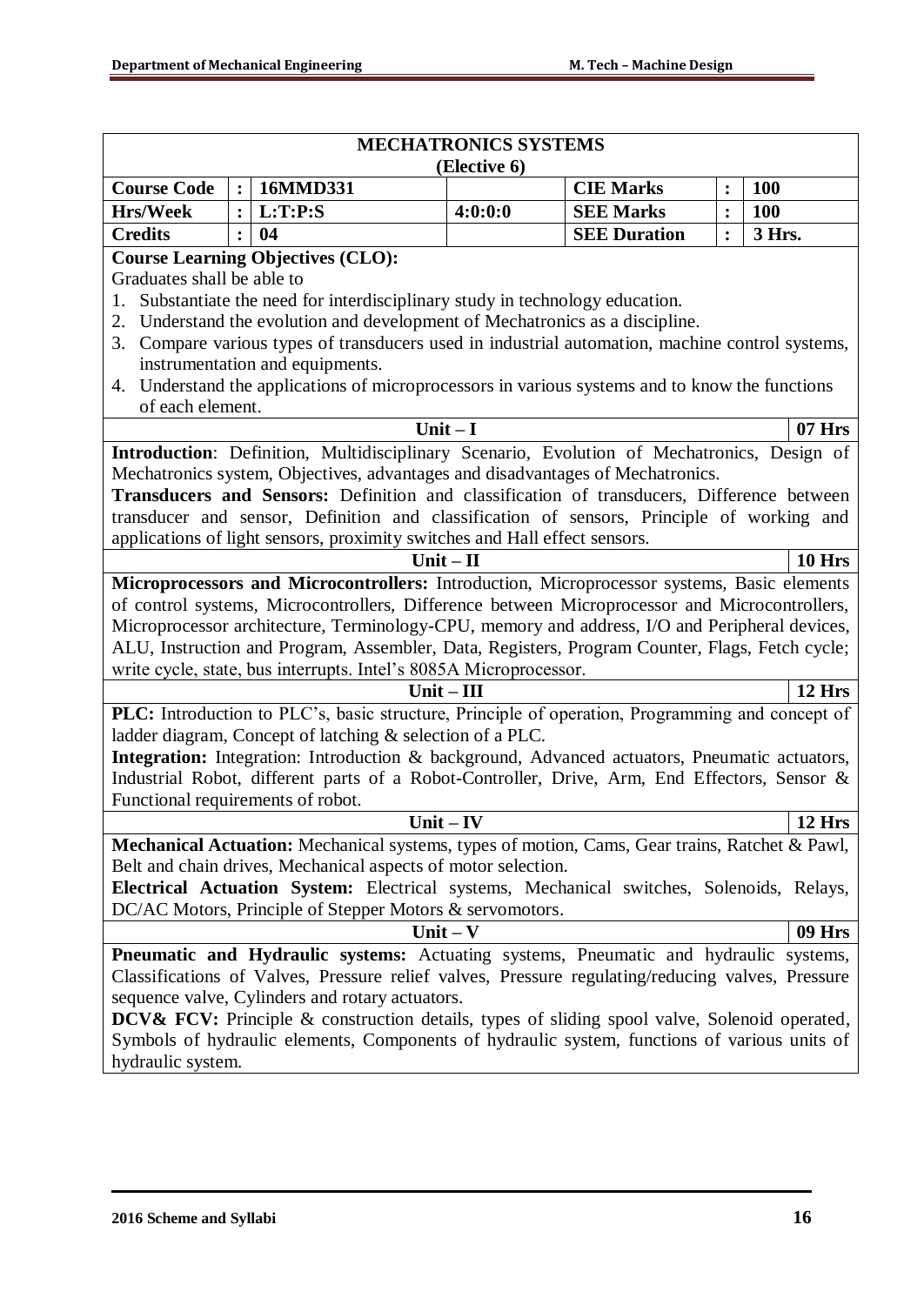## MECHATRONICS SYSTEMS
### (Elective 6)

| Course Code | : | 16MMD331 | | CIE Marks | : | 100 |
|---|---|---|---|---|---|---|
| Hrs/Week | : | L:T:P:S | 4:0:0:0 | SEE Marks | : | 100 |
| Credits | : | 04 | | SEE Duration | : | 3 Hrs. |

**Course Learning Objectives (CLO):**

Graduates shall be able to

1. Substantiate the need for interdisciplinary study in technology education.
2. Understand the evolution and development of Mechatronics as a discipline.
3. Compare various types of transducers used in industrial automation, machine control systems, instrumentation and equipments.
4. Understand the applications of microprocessors in various systems and to know the functions of each element.

### Unit – I (07 Hrs)

**Introduction**: Definition, Multidisciplinary Scenario, Evolution of Mechatronics, Design of Mechatronics system, Objectives, advantages and disadvantages of Mechatronics.

**Transducers and Sensors:** Definition and classification of transducers, Difference between transducer and sensor, Definition and classification of sensors, Principle of working and applications of light sensors, proximity switches and Hall effect sensors.

### Unit – II (10 Hrs)

**Microprocessors and Microcontrollers:** Introduction, Microprocessor systems, Basic elements of control systems, Microcontrollers, Difference between Microprocessor and Microcontrollers, Microprocessor architecture, Terminology-CPU, memory and address, I/O and Peripheral devices, ALU, Instruction and Program, Assembler, Data, Registers, Program Counter, Flags, Fetch cycle; write cycle, state, bus interrupts. Intel's 8085A Microprocessor.

### Unit – III (12 Hrs)

**PLC:** Introduction to PLC's, basic structure, Principle of operation, Programming and concept of ladder diagram, Concept of latching & selection of a PLC.

**Integration:** Integration: Introduction & background, Advanced actuators, Pneumatic actuators, Industrial Robot, different parts of a Robot-Controller, Drive, Arm, End Effectors, Sensor & Functional requirements of robot.

### Unit – IV (12 Hrs)

**Mechanical Actuation:** Mechanical systems, types of motion, Cams, Gear trains, Ratchet & Pawl, Belt and chain drives, Mechanical aspects of motor selection.

**Electrical Actuation System:** Electrical systems, Mechanical switches, Solenoids, Relays, DC/AC Motors, Principle of Stepper Motors & servomotors.

### Unit – V (09 Hrs)

**Pneumatic and Hydraulic systems:** Actuating systems, Pneumatic and hydraulic systems, Classifications of Valves, Pressure relief valves, Pressure regulating/reducing valves, Pressure sequence valve, Cylinders and rotary actuators.

**DCV& FCV:** Principle & construction details, types of sliding spool valve, Solenoid operated, Symbols of hydraulic elements, Components of hydraulic system, functions of various units of hydraulic system.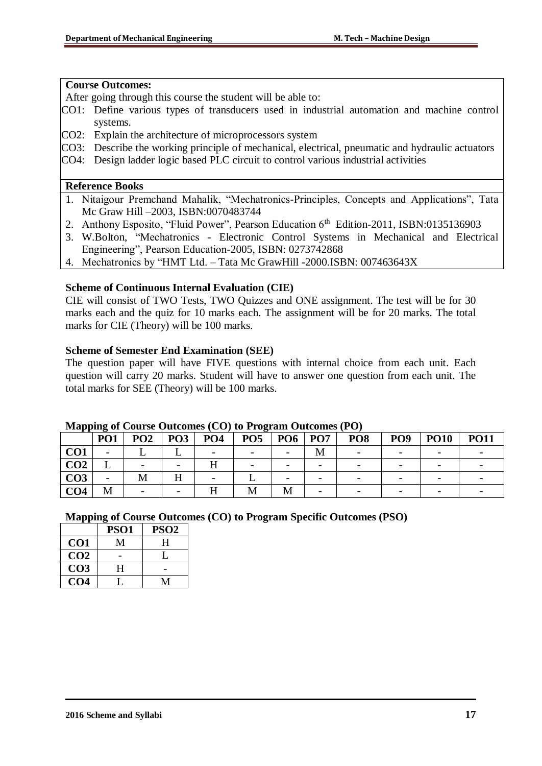**Course Outcomes:**

After going through this course the student will be able to:

CO1: Define various types of transducers used in industrial automation and machine control systems.

CO2: Explain the architecture of microprocessors system

CO3: Describe the working principle of mechanical, electrical, pneumatic and hydraulic actuators

CO4: Design ladder logic based PLC circuit to control various industrial activities

**Reference Books**

1. Nitaigour Premchand Mahalik, "Mechatronics-Principles, Concepts and Applications", Tata Mc Graw Hill –2003, ISBN:0070483744
2. Anthony Esposito, "Fluid Power", Pearson Education 6th Edition-2011, ISBN:0135136903
3. W.Bolton, "Mechatronics - Electronic Control Systems in Mechanical and Electrical Engineering", Pearson Education-2005, ISBN: 0273742868
4. Mechatronics by "HMT Ltd. – Tata Mc GrawHill -2000.ISBN: 007463643X

**Scheme of Continuous Internal Evaluation (CIE)**

CIE will consist of TWO Tests, TWO Quizzes and ONE assignment. The test will be for 30 marks each and the quiz for 10 marks each. The assignment will be for 20 marks. The total marks for CIE (Theory) will be 100 marks.

**Scheme of Semester End Examination (SEE)**

The question paper will have FIVE questions with internal choice from each unit. Each question will carry 20 marks. Student will have to answer one question from each unit. The total marks for SEE (Theory) will be 100 marks.

**Mapping of Course Outcomes (CO) to Program Outcomes (PO)**

| | PO1 | PO2 | PO3 | PO4 | PO5 | PO6 | PO7 | PO8 | PO9 | PO10 | PO11 |
|---|---|---|---|---|---|---|---|---|---|---|---|
| CO1 | - | L | L | - | - | - | M | - | - | - | - |
| CO2 | L | - | - | H | - | - | - | - | - | - | - |
| CO3 | - | M | H | - | L | - | - | - | - | - | - |
| CO4 | M | - | - | H | M | M | - | - | - | - | - |

**Mapping of Course Outcomes (CO) to Program Specific Outcomes (PSO)**

| | PSO1 | PSO2 |
|---|---|---|
| CO1 | M | H |
| CO2 | - | L |
| CO3 | H | - |
| CO4 | L | M |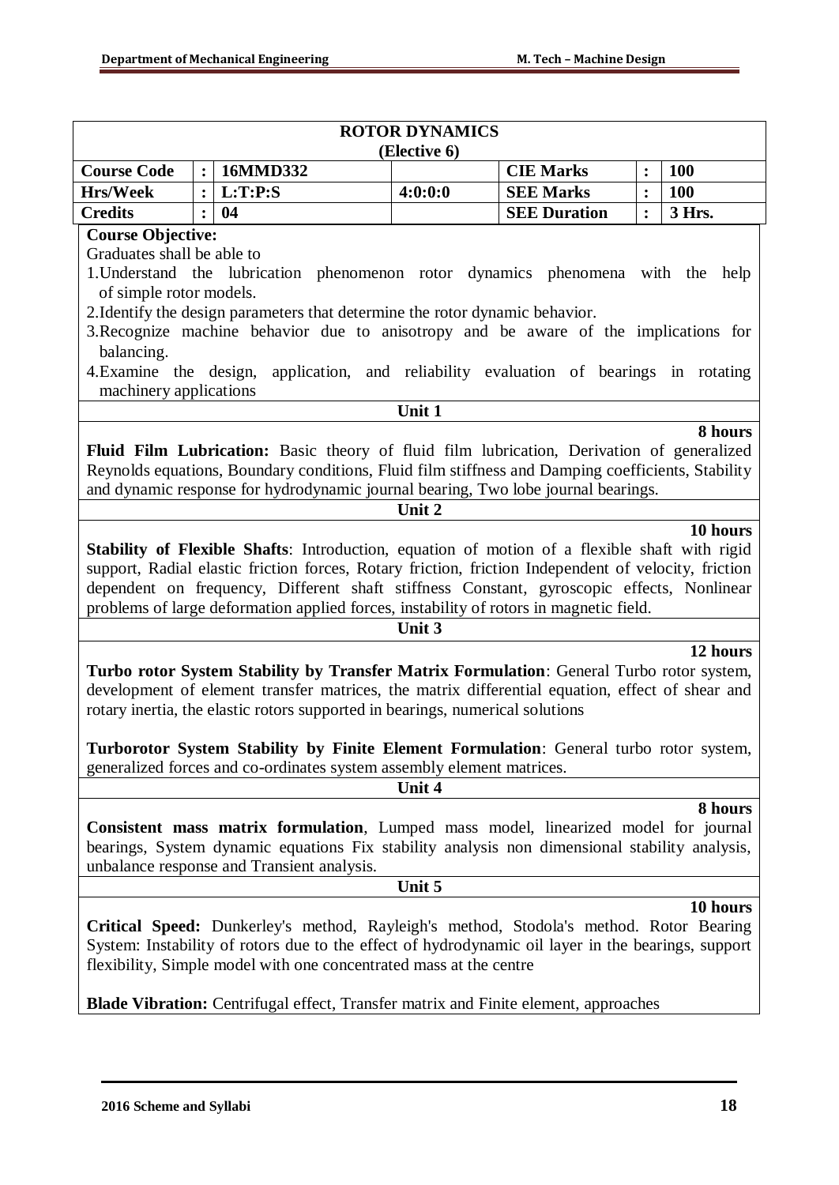## ROTOR DYNAMICS
### (Elective 6)

| Course Code | : | 16MMD332 | | CIE Marks | : | 100 |
|---|---|---|---|---|---|---|
| Hrs/Week | : | L:T:P:S | 4:0:0:0 | SEE Marks | : | 100 |
| Credits | : | 04 | | SEE Duration | : | 3 Hrs. |

**Course Objective:**

Graduates shall be able to

1. Understand the lubrication phenomenon rotor dynamics phenomena with the help of simple rotor models.
2. Identify the design parameters that determine the rotor dynamic behavior.
3. Recognize machine behavior due to anisotropy and be aware of the implications for balancing.
4. Examine the design, application, and reliability evaluation of bearings in rotating machinery applications

### Unit 1

**8 hours**

**Fluid Film Lubrication:** Basic theory of fluid film lubrication, Derivation of generalized Reynolds equations, Boundary conditions, Fluid film stiffness and Damping coefficients, Stability and dynamic response for hydrodynamic journal bearing, Two lobe journal bearings.

### Unit 2

**10 hours**

**Stability of Flexible Shafts**: Introduction, equation of motion of a flexible shaft with rigid support, Radial elastic friction forces, Rotary friction, friction Independent of velocity, friction dependent on frequency, Different shaft stiffness Constant, gyroscopic effects, Nonlinear problems of large deformation applied forces, instability of rotors in magnetic field.

### Unit 3

**12 hours**

**Turbo rotor System Stability by Transfer Matrix Formulation**: General Turbo rotor system, development of element transfer matrices, the matrix differential equation, effect of shear and rotary inertia, the elastic rotors supported in bearings, numerical solutions

**Turborotor System Stability by Finite Element Formulation**: General turbo rotor system, generalized forces and co-ordinates system assembly element matrices.

### Unit 4

**8 hours**

**Consistent mass matrix formulation**, Lumped mass model, linearized model for journal bearings, System dynamic equations Fix stability analysis non dimensional stability analysis, unbalance response and Transient analysis.

### Unit 5

**10 hours**

**Critical Speed:** Dunkerley's method, Rayleigh's method, Stodola's method. Rotor Bearing System: Instability of rotors due to the effect of hydrodynamic oil layer in the bearings, support flexibility, Simple model with one concentrated mass at the centre

**Blade Vibration:** Centrifugal effect, Transfer matrix and Finite element, approaches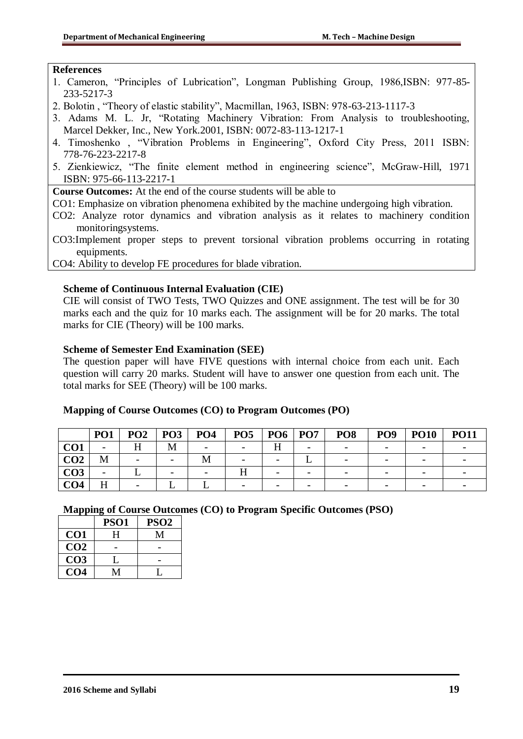**References**

1. Cameron, "Principles of Lubrication", Longman Publishing Group, 1986,ISBN: 977-85-233-5217-3
2. Bolotin , "Theory of elastic stability", Macmillan, 1963, ISBN: 978-63-213-1117-3
3. Adams M. L. Jr, "Rotating Machinery Vibration: From Analysis to troubleshooting, Marcel Dekker, Inc., New York.2001, ISBN: 0072-83-113-1217-1
4. Timoshenko , "Vibration Problems in Engineering", Oxford City Press, 2011 ISBN: 778-76-223-2217-8
5. Zienkiewicz, "The finite element method in engineering science", McGraw-Hill, 1971 ISBN: 975-66-113-2217-1

**Course Outcomes:** At the end of the course students will be able to

CO1: Emphasize on vibration phenomena exhibited by the machine undergoing high vibration.

CO2: Analyze rotor dynamics and vibration analysis as it relates to machinery condition monitoringsystems.

CO3:Implement proper steps to prevent torsional vibration problems occurring in rotating equipments.

CO4: Ability to develop FE procedures for blade vibration.

**Scheme of Continuous Internal Evaluation (CIE)**

CIE will consist of TWO Tests, TWO Quizzes and ONE assignment. The test will be for 30 marks each and the quiz for 10 marks each. The assignment will be for 20 marks. The total marks for CIE (Theory) will be 100 marks.

**Scheme of Semester End Examination (SEE)**

The question paper will have FIVE questions with internal choice from each unit. Each question will carry 20 marks. Student will have to answer one question from each unit. The total marks for SEE (Theory) will be 100 marks.

**Mapping of Course Outcomes (CO) to Program Outcomes (PO)**

| | PO1 | PO2 | PO3 | PO4 | PO5 | PO6 | PO7 | PO8 | PO9 | PO10 | PO11 |
|---|---|---|---|---|---|---|---|---|---|---|---|
| **CO1** | - | H | M | - | - | H | - | - | - | - | - |
| **CO2** | M | - | - | M | - | - | L | - | - | - | - |
| **CO3** | - | L | - | - | H | - | - | - | - | - | - |
| **CO4** | H | - | L | L | - | - | - | - | - | - | - |

**Mapping of Course Outcomes (CO) to Program Specific Outcomes (PSO)**

| | PSO1 | PSO2 |
|---|---|---|
| **CO1** | H | M |
| **CO2** | - | - |
| **CO3** | L | - |
| **CO4** | M | L |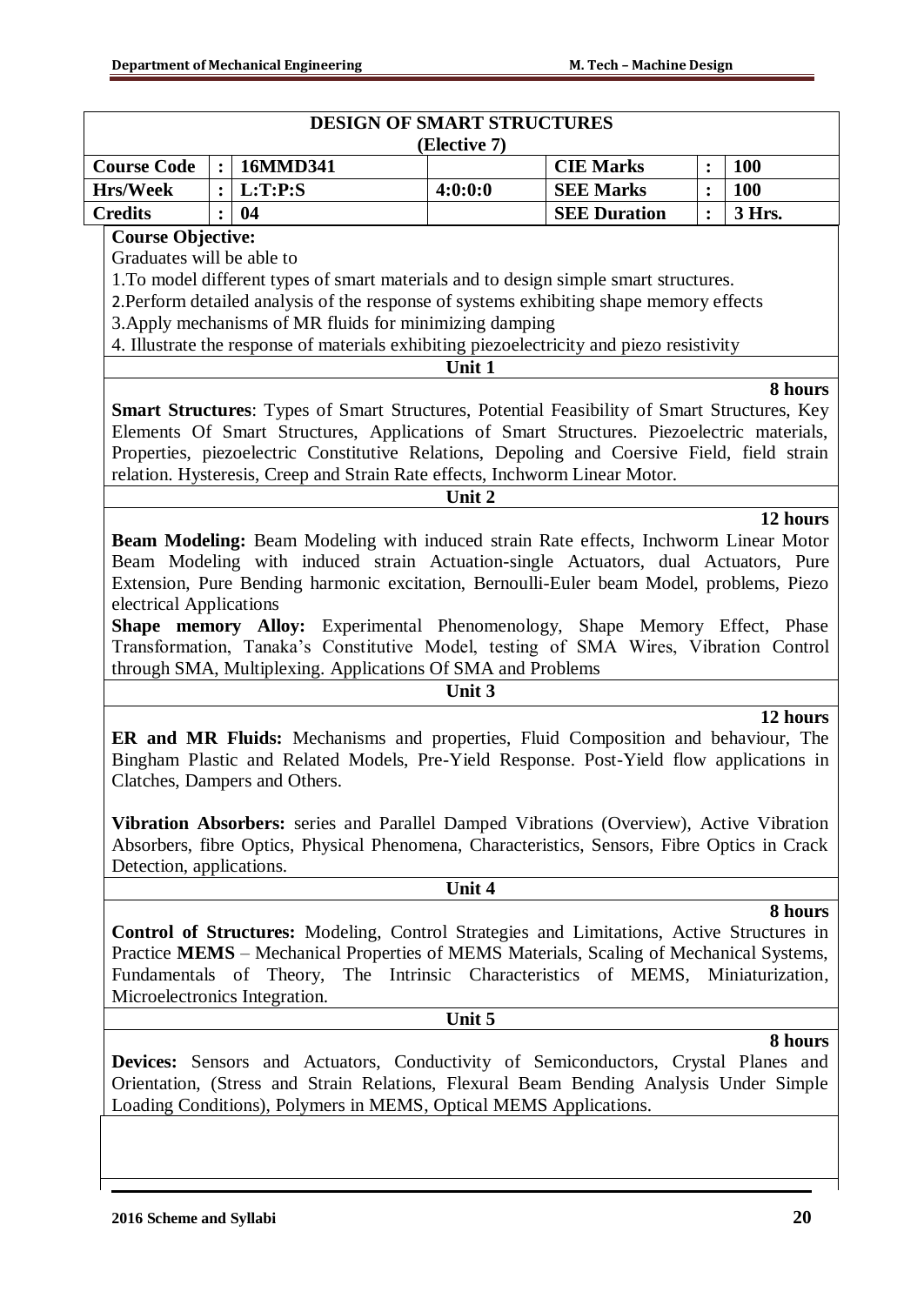## DESIGN OF SMART STRUCTURES
### (Elective 7)

| Course Code | : | 16MMD341 | | CIE Marks | : | 100 |
|---|---|---|---|---|---|---|
| Hrs/Week | : | L:T:P:S | 4:0:0:0 | SEE Marks | : | 100 |
| Credits | : | 04 | | SEE Duration | : | 3 Hrs. |

**Course Objective:**

Graduates will be able to

1. To model different types of smart materials and to design simple smart structures.
2. Perform detailed analysis of the response of systems exhibiting shape memory effects
3. Apply mechanisms of MR fluids for minimizing damping
4. Illustrate the response of materials exhibiting piezoelectricity and piezo resistivity

### Unit 1

**8 hours**

**Smart Structures**: Types of Smart Structures, Potential Feasibility of Smart Structures, Key Elements Of Smart Structures, Applications of Smart Structures. Piezoelectric materials, Properties, piezoelectric Constitutive Relations, Depoling and Coersive Field, field strain relation. Hysteresis, Creep and Strain Rate effects, Inchworm Linear Motor.

### Unit 2

**12 hours**

**Beam Modeling:** Beam Modeling with induced strain Rate effects, Inchworm Linear Motor Beam Modeling with induced strain Actuation-single Actuators, dual Actuators, Pure Extension, Pure Bending harmonic excitation, Bernoulli-Euler beam Model, problems, Piezo electrical Applications

**Shape memory Alloy:** Experimental Phenomenology, Shape Memory Effect, Phase Transformation, Tanaka's Constitutive Model, testing of SMA Wires, Vibration Control through SMA, Multiplexing. Applications Of SMA and Problems

### Unit 3

**12 hours**

**ER and MR Fluids:** Mechanisms and properties, Fluid Composition and behaviour, The Bingham Plastic and Related Models, Pre-Yield Response. Post-Yield flow applications in Clatches, Dampers and Others.

**Vibration Absorbers:** series and Parallel Damped Vibrations (Overview), Active Vibration Absorbers, fibre Optics, Physical Phenomena, Characteristics, Sensors, Fibre Optics in Crack Detection, applications.

### Unit 4

**8 hours**

**Control of Structures:** Modeling, Control Strategies and Limitations, Active Structures in Practice **MEMS** – Mechanical Properties of MEMS Materials, Scaling of Mechanical Systems, Fundamentals of Theory, The Intrinsic Characteristics of MEMS, Miniaturization, Microelectronics Integration.

### Unit 5

**8 hours**

**Devices:** Sensors and Actuators, Conductivity of Semiconductors, Crystal Planes and Orientation, (Stress and Strain Relations, Flexural Beam Bending Analysis Under Simple Loading Conditions), Polymers in MEMS, Optical MEMS Applications.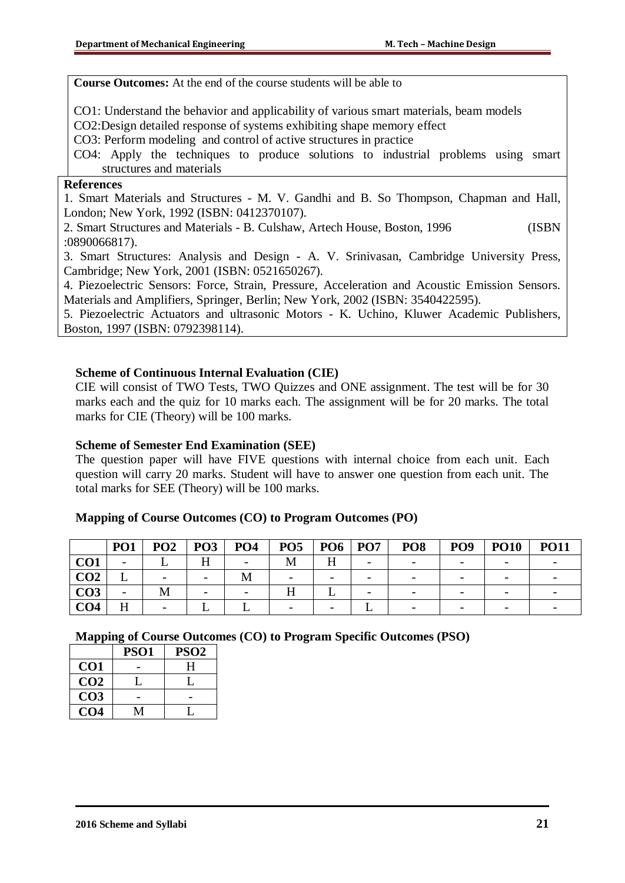**Course Outcomes:** At the end of the course students will be able to

CO1: Understand the behavior and applicability of various smart materials, beam models
CO2:Design detailed response of systems exhibiting shape memory effect
CO3: Perform modeling and control of active structures in practice
CO4: Apply the techniques to produce solutions to industrial problems using smart structures and materials

**References**

1. Smart Materials and Structures - M. V. Gandhi and B. So Thompson, Chapman and Hall, London; New York, 1992 (ISBN: 0412370107).
2. Smart Structures and Materials - B. Culshaw, Artech House, Boston, 1996 (ISBN :0890066817).
3. Smart Structures: Analysis and Design - A. V. Srinivasan, Cambridge University Press, Cambridge; New York, 2001 (ISBN: 0521650267).
4. Piezoelectric Sensors: Force, Strain, Pressure, Acceleration and Acoustic Emission Sensors. Materials and Amplifiers, Springer, Berlin; New York, 2002 (ISBN: 3540422595).
5. Piezoelectric Actuators and ultrasonic Motors - K. Uchino, Kluwer Academic Publishers, Boston, 1997 (ISBN: 0792398114).

**Scheme of Continuous Internal Evaluation (CIE)**

CIE will consist of TWO Tests, TWO Quizzes and ONE assignment. The test will be for 30 marks each and the quiz for 10 marks each. The assignment will be for 20 marks. The total marks for CIE (Theory) will be 100 marks.

**Scheme of Semester End Examination (SEE)**

The question paper will have FIVE questions with internal choice from each unit. Each question will carry 20 marks. Student will have to answer one question from each unit. The total marks for SEE (Theory) will be 100 marks.

**Mapping of Course Outcomes (CO) to Program Outcomes (PO)**

| | PO1 | PO2 | PO3 | PO4 | PO5 | PO6 | PO7 | PO8 | PO9 | PO10 | PO11 |
|---|---|---|---|---|---|---|---|---|---|---|---|
| CO1 | - | L | H | - | M | H | - | - | - | - | - |
| CO2 | L | - | - | M | - | - | - | - | - | - | - |
| CO3 | - | M | - | - | H | L | - | - | - | - | - |
| CO4 | H | - | L | L | - | - | L | - | - | - | - |

**Mapping of Course Outcomes (CO) to Program Specific Outcomes (PSO)**

| | PSO1 | PSO2 |
|---|---|---|
| CO1 | - | H |
| CO2 | L | L |
| CO3 | - | - |
| CO4 | M | L |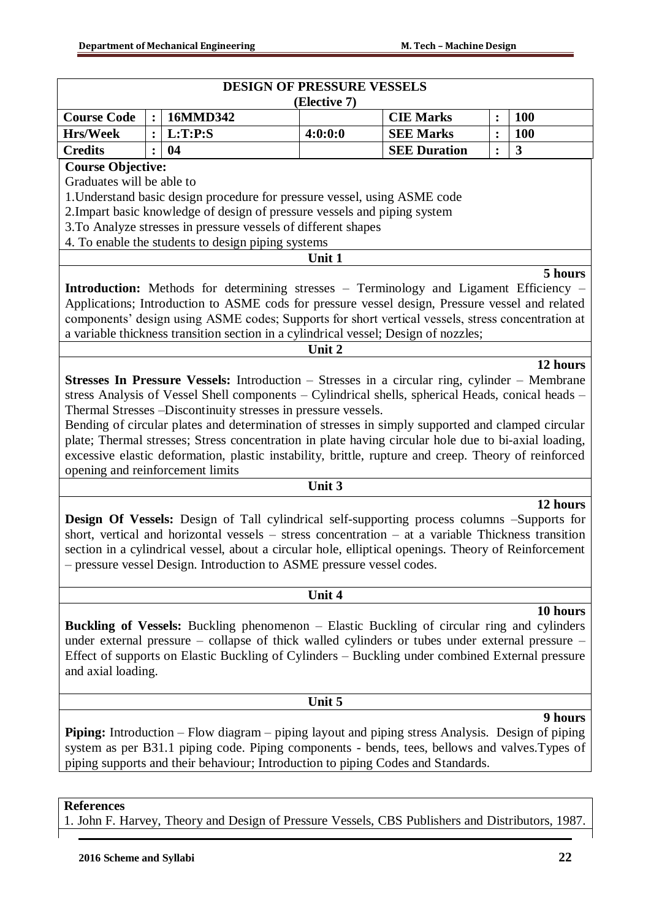## DESIGN OF PRESSURE VESSELS
### (Elective 7)

| Course Code | : | 16MMD342 | | CIE Marks | : | 100 |
|---|---|---|---|---|---|---|
| Hrs/Week | : | L:T:P:S | 4:0:0:0 | SEE Marks | : | 100 |
| Credits | : | 04 | | SEE Duration | : | 3 |

**Course Objective:**

Graduates will be able to

1.Understand basic design procedure for pressure vessel, using ASME code

2.Impart basic knowledge of design of pressure vessels and piping system

3.To Analyze stresses in pressure vessels of different shapes

4. To enable the students to design piping systems

### Unit 1

**5 hours**

**Introduction:** Methods for determining stresses – Terminology and Ligament Efficiency – Applications; Introduction to ASME cods for pressure vessel design, Pressure vessel and related components' design using ASME codes; Supports for short vertical vessels, stress concentration at a variable thickness transition section in a cylindrical vessel; Design of nozzles;

### Unit 2

**12 hours**

**Stresses In Pressure Vessels:** Introduction – Stresses in a circular ring, cylinder – Membrane stress Analysis of Vessel Shell components – Cylindrical shells, spherical Heads, conical heads – Thermal Stresses –Discontinuity stresses in pressure vessels.

Bending of circular plates and determination of stresses in simply supported and clamped circular plate; Thermal stresses; Stress concentration in plate having circular hole due to bi-axial loading, excessive elastic deformation, plastic instability, brittle, rupture and creep. Theory of reinforced opening and reinforcement limits

### Unit 3

**12 hours**

**Design Of Vessels:** Design of Tall cylindrical self-supporting process columns –Supports for short, vertical and horizontal vessels – stress concentration – at a variable Thickness transition section in a cylindrical vessel, about a circular hole, elliptical openings. Theory of Reinforcement – pressure vessel Design. Introduction to ASME pressure vessel codes.

### Unit 4

**10 hours**

**Buckling of Vessels:** Buckling phenomenon – Elastic Buckling of circular ring and cylinders under external pressure – collapse of thick walled cylinders or tubes under external pressure – Effect of supports on Elastic Buckling of Cylinders – Buckling under combined External pressure and axial loading.

### Unit 5

**9 hours**

**Piping:** Introduction – Flow diagram – piping layout and piping stress Analysis. Design of piping system as per B31.1 piping code. Piping components - bends, tees, bellows and valves.Types of piping supports and their behaviour; Introduction to piping Codes and Standards.

**References**

1. John F. Harvey, Theory and Design of Pressure Vessels, CBS Publishers and Distributors, 1987.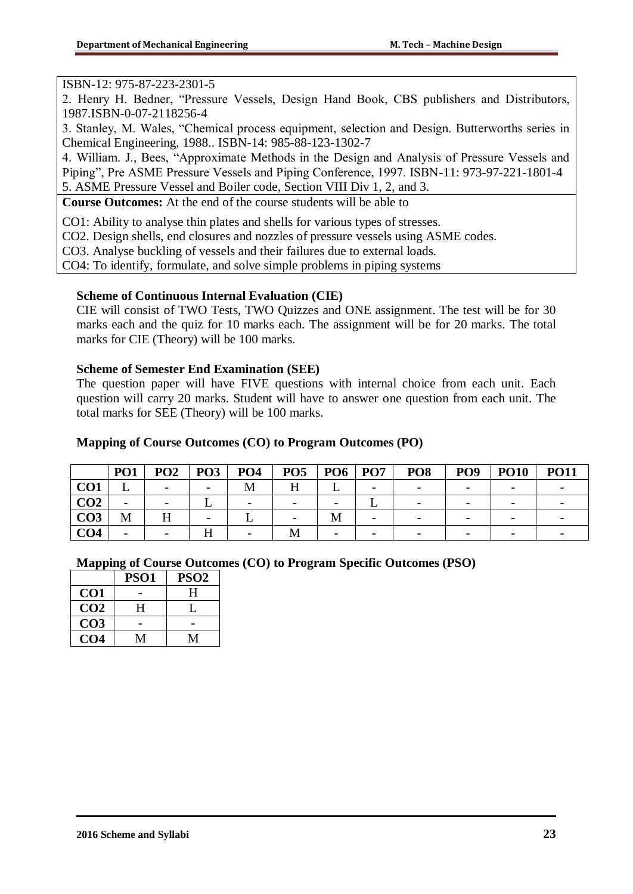ISBN-12: 975-87-223-2301-5

2. Henry H. Bedner, "Pressure Vessels, Design Hand Book, CBS publishers and Distributors, 1987.ISBN-0-07-2118256-4

3. Stanley, M. Wales, "Chemical process equipment, selection and Design. Butterworths series in Chemical Engineering, 1988.. ISBN-14: 985-88-123-1302-7

4. William. J., Bees, "Approximate Methods in the Design and Analysis of Pressure Vessels and Piping", Pre ASME Pressure Vessels and Piping Conference, 1997. ISBN-11: 973-97-221-1801-4

5. ASME Pressure Vessel and Boiler code, Section VIII Div 1, 2, and 3.

**Course Outcomes:** At the end of the course students will be able to

CO1: Ability to analyse thin plates and shells for various types of stresses.

CO2. Design shells, end closures and nozzles of pressure vessels using ASME codes.

CO3. Analyse buckling of vessels and their failures due to external loads.

CO4: To identify, formulate, and solve simple problems in piping systems

**Scheme of Continuous Internal Evaluation (CIE)**

CIE will consist of TWO Tests, TWO Quizzes and ONE assignment. The test will be for 30 marks each and the quiz for 10 marks each. The assignment will be for 20 marks. The total marks for CIE (Theory) will be 100 marks.

**Scheme of Semester End Examination (SEE)**

The question paper will have FIVE questions with internal choice from each unit. Each question will carry 20 marks. Student will have to answer one question from each unit. The total marks for SEE (Theory) will be 100 marks.

**Mapping of Course Outcomes (CO) to Program Outcomes (PO)**

| | PO1 | PO2 | PO3 | PO4 | PO5 | PO6 | PO7 | PO8 | PO9 | PO10 | PO11 |
|---|---|---|---|---|---|---|---|---|---|---|---|
| **CO1** | L | - | - | M | H | L | - | - | - | - | - |
| **CO2** | - | - | L | - | - | - | L | - | - | - | - |
| **CO3** | M | H | - | L | - | M | - | - | - | - | - |
| **CO4** | - | - | H | - | M | - | - | - | - | - | - |

**Mapping of Course Outcomes (CO) to Program Specific Outcomes (PSO)**

| | PSO1 | PSO2 |
|---|---|---|
| **CO1** | - | H |
| **CO2** | H | L |
| **CO3** | - | - |
| **CO4** | M | M |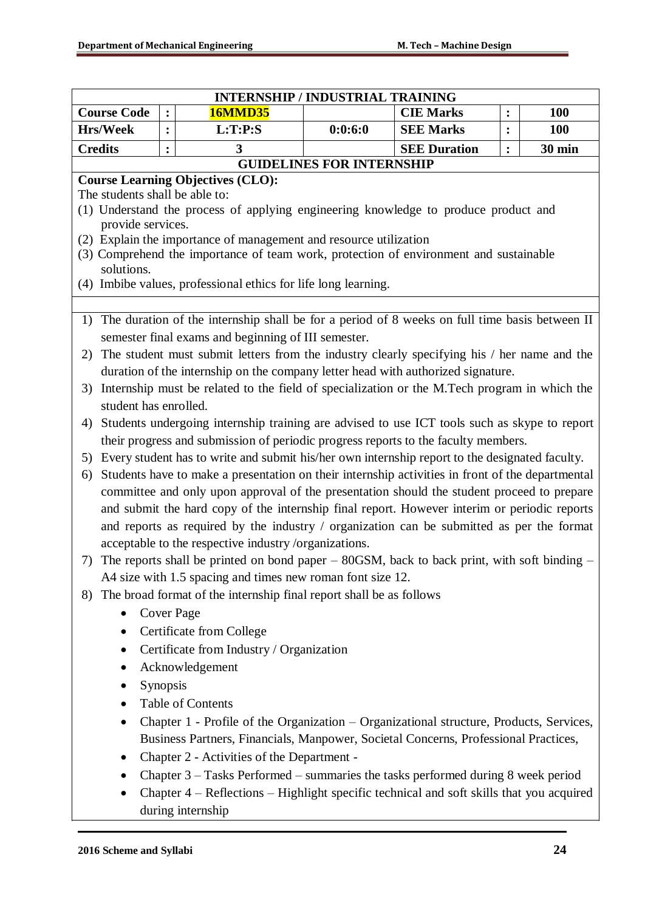## INTERNSHIP / INDUSTRIAL TRAINING

| Course Code | : | 16MMD35 | | CIE Marks | : | 100 |
|---|---|---|---|---|---|---|
| Hrs/Week | : | L:T:P:S | 0:0:6:0 | SEE Marks | : | 100 |
| Credits | : | 3 | | SEE Duration | : | 30 min |

### GUIDELINES FOR INTERNSHIP

**Course Learning Objectives (CLO):**

The students shall be able to:

(1) Understand the process of applying engineering knowledge to produce product and provide services.
(2) Explain the importance of management and resource utilization
(3) Comprehend the importance of team work, protection of environment and sustainable solutions.
(4) Imbibe values, professional ethics for life long learning.

1) The duration of the internship shall be for a period of 8 weeks on full time basis between II semester final exams and beginning of III semester.
2) The student must submit letters from the industry clearly specifying his / her name and the duration of the internship on the company letter head with authorized signature.
3) Internship must be related to the field of specialization or the M.Tech program in which the student has enrolled.
4) Students undergoing internship training are advised to use ICT tools such as skype to report their progress and submission of periodic progress reports to the faculty members.
5) Every student has to write and submit his/her own internship report to the designated faculty.
6) Students have to make a presentation on their internship activities in front of the departmental committee and only upon approval of the presentation should the student proceed to prepare and submit the hard copy of the internship final report. However interim or periodic reports and reports as required by the industry / organization can be submitted as per the format acceptable to the respective industry /organizations.
7) The reports shall be printed on bond paper – 80GSM, back to back print, with soft binding – A4 size with 1.5 spacing and times new roman font size 12.
8) The broad format of the internship final report shall be as follows
    - Cover Page
    - Certificate from College
    - Certificate from Industry / Organization
    - Acknowledgement
    - Synopsis
    - Table of Contents
    - Chapter 1 - Profile of the Organization – Organizational structure, Products, Services, Business Partners, Financials, Manpower, Societal Concerns, Professional Practices,
    - Chapter 2 - Activities of the Department -
    - Chapter 3 – Tasks Performed – summaries the tasks performed during 8 week period
    - Chapter 4 – Reflections – Highlight specific technical and soft skills that you acquired during internship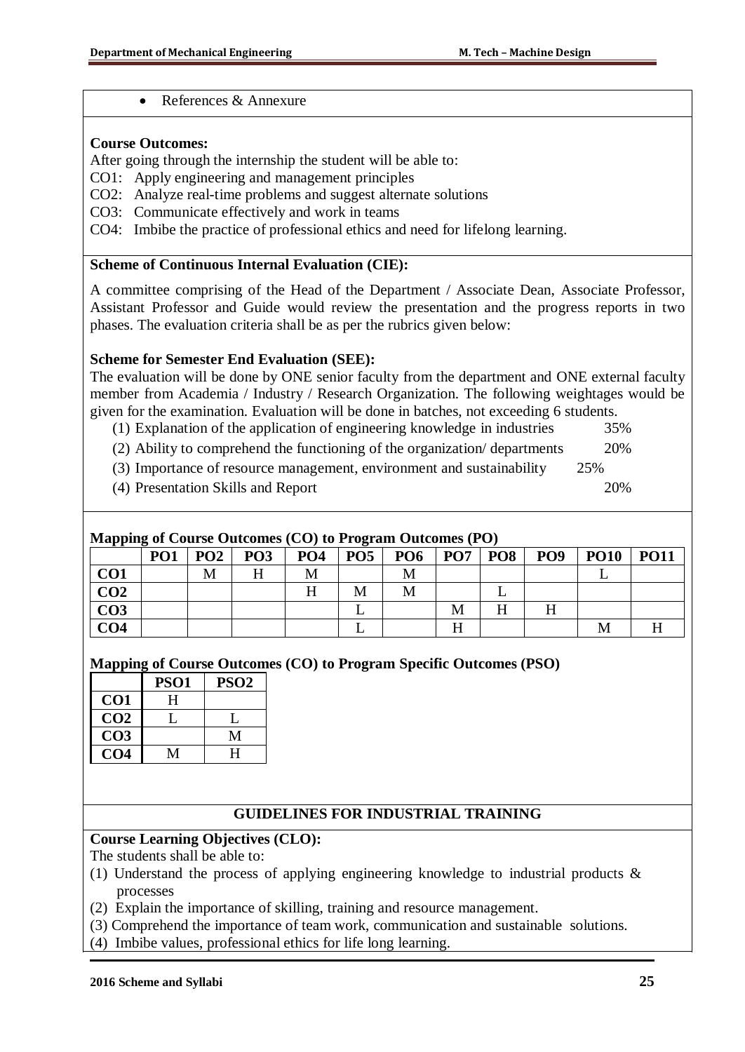- References & Annexure

**Course Outcomes:**

After going through the internship the student will be able to:

CO1: Apply engineering and management principles

CO2: Analyze real-time problems and suggest alternate solutions

CO3: Communicate effectively and work in teams

CO4: Imbibe the practice of professional ethics and need for lifelong learning.

**Scheme of Continuous Internal Evaluation (CIE):**

A committee comprising of the Head of the Department / Associate Dean, Associate Professor, Assistant Professor and Guide would review the presentation and the progress reports in two phases. The evaluation criteria shall be as per the rubrics given below:

**Scheme for Semester End Evaluation (SEE):**

The evaluation will be done by ONE senior faculty from the department and ONE external faculty member from Academia / Industry / Research Organization. The following weightages would be given for the examination. Evaluation will be done in batches, not exceeding 6 students.

(1) Explanation of the application of engineering knowledge in industries 35%

(2) Ability to comprehend the functioning of the organization/ departments 20%

(3) Importance of resource management, environment and sustainability 25%

(4) Presentation Skills and Report 20%

**Mapping of Course Outcomes (CO) to Program Outcomes (PO)**

| | PO1 | PO2 | PO3 | PO4 | PO5 | PO6 | PO7 | PO8 | PO9 | PO10 | PO11 |
|---|---|---|---|---|---|---|---|---|---|---|---|
| CO1 | | M | H | M | | M | | | | L | |
| CO2 | | | | H | M | M | | L | | | |
| CO3 | | | | | L | | M | H | H | | |
| CO4 | | | | | L | | H | | | M | H |

**Mapping of Course Outcomes (CO) to Program Specific Outcomes (PSO)**

| | PSO1 | PSO2 |
|---|---|---|
| CO1 | H | |
| CO2 | L | L |
| CO3 | | M |
| CO4 | M | H |

## GUIDELINES FOR INDUSTRIAL TRAINING

**Course Learning Objectives (CLO):**

The students shall be able to:

(1) Understand the process of applying engineering knowledge to industrial products & processes

(2) Explain the importance of skilling, training and resource management.

(3) Comprehend the importance of team work, communication and sustainable solutions.

(4) Imbibe values, professional ethics for life long learning.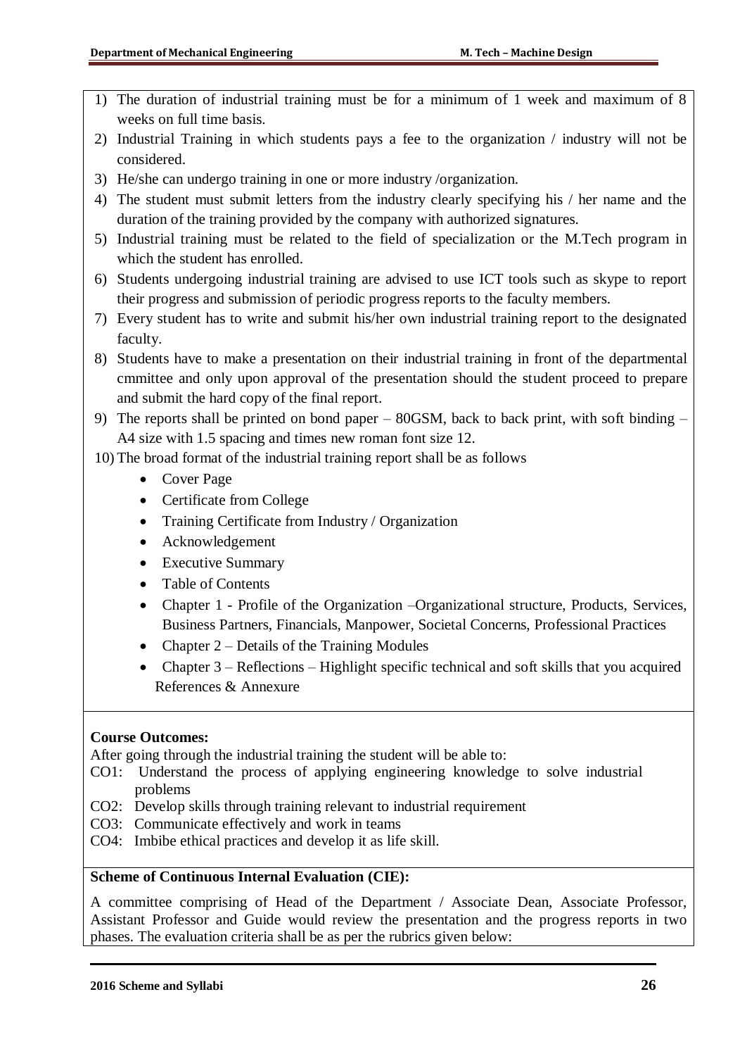1) The duration of industrial training must be for a minimum of 1 week and maximum of 8 weeks on full time basis.
2) Industrial Training in which students pays a fee to the organization / industry will not be considered.
3) He/she can undergo training in one or more industry /organization.
4) The student must submit letters from the industry clearly specifying his / her name and the duration of the training provided by the company with authorized signatures.
5) Industrial training must be related to the field of specialization or the M.Tech program in which the student has enrolled.
6) Students undergoing industrial training are advised to use ICT tools such as skype to report their progress and submission of periodic progress reports to the faculty members.
7) Every student has to write and submit his/her own industrial training report to the designated faculty.
8) Students have to make a presentation on their industrial training in front of the departmental cmmittee and only upon approval of the presentation should the student proceed to prepare and submit the hard copy of the final report.
9) The reports shall be printed on bond paper – 80GSM, back to back print, with soft binding – A4 size with 1.5 spacing and times new roman font size 12.
10) The broad format of the industrial training report shall be as follows
    - Cover Page
    - Certificate from College
    - Training Certificate from Industry / Organization
    - Acknowledgement
    - Executive Summary
    - Table of Contents
    - Chapter 1 - Profile of the Organization –Organizational structure, Products, Services, Business Partners, Financials, Manpower, Societal Concerns, Professional Practices
    - Chapter 2 – Details of the Training Modules
    - Chapter 3 – Reflections – Highlight specific technical and soft skills that you acquired

    References & Annexure

**Course Outcomes:**

After going through the industrial training the student will be able to:

CO1: Understand the process of applying engineering knowledge to solve industrial problems

CO2: Develop skills through training relevant to industrial requirement

CO3: Communicate effectively and work in teams

CO4: Imbibe ethical practices and develop it as life skill.

**Scheme of Continuous Internal Evaluation (CIE):**

A committee comprising of Head of the Department / Associate Dean, Associate Professor, Assistant Professor and Guide would review the presentation and the progress reports in two phases. The evaluation criteria shall be as per the rubrics given below: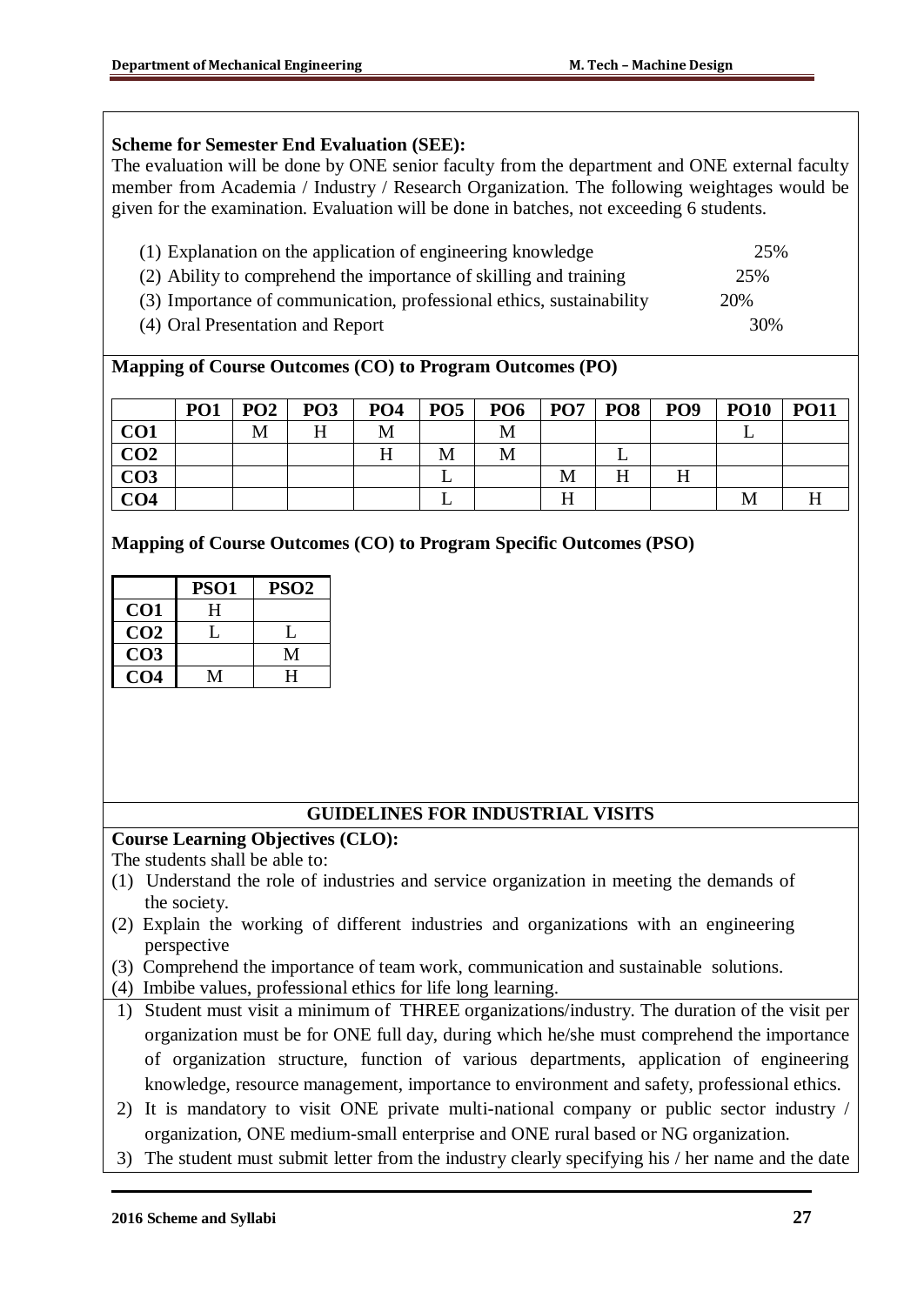**Scheme for Semester End Evaluation (SEE):**

The evaluation will be done by ONE senior faculty from the department and ONE external faculty member from Academia / Industry / Research Organization. The following weightages would be given for the examination. Evaluation will be done in batches, not exceeding 6 students.

(1) Explanation on the application of engineering knowledge 25%
(2) Ability to comprehend the importance of skilling and training 25%
(3) Importance of communication, professional ethics, sustainability 20%
(4) Oral Presentation and Report 30%

**Mapping of Course Outcomes (CO) to Program Outcomes (PO)**

| | PO1 | PO2 | PO3 | PO4 | PO5 | PO6 | PO7 | PO8 | PO9 | PO10 | PO11 |
|---|---|---|---|---|---|---|---|---|---|---|---|
| **CO1** | | M | H | M | | M | | | | L | |
| **CO2** | | | | H | M | M | | L | | | |
| **CO3** | | | | | L | | M | H | H | | |
| **CO4** | | | | | L | | H | | | M | H |

**Mapping of Course Outcomes (CO) to Program Specific Outcomes (PSO)**

| | PSO1 | PSO2 |
|---|---|---|
| **CO1** | H | |
| **CO2** | L | L |
| **CO3** | | M |
| **CO4** | M | H |

## GUIDELINES FOR INDUSTRIAL VISITS

**Course Learning Objectives (CLO):**

The students shall be able to:

(1) Understand the role of industries and service organization in meeting the demands of the society.
(2) Explain the working of different industries and organizations with an engineering perspective
(3) Comprehend the importance of team work, communication and sustainable solutions.
(4) Imbibe values, professional ethics for life long learning.

1) Student must visit a minimum of THREE organizations/industry. The duration of the visit per organization must be for ONE full day, during which he/she must comprehend the importance of organization structure, function of various departments, application of engineering knowledge, resource management, importance to environment and safety, professional ethics.
2) It is mandatory to visit ONE private multi-national company or public sector industry / organization, ONE medium-small enterprise and ONE rural based or NG organization.
3) The student must submit letter from the industry clearly specifying his / her name and the date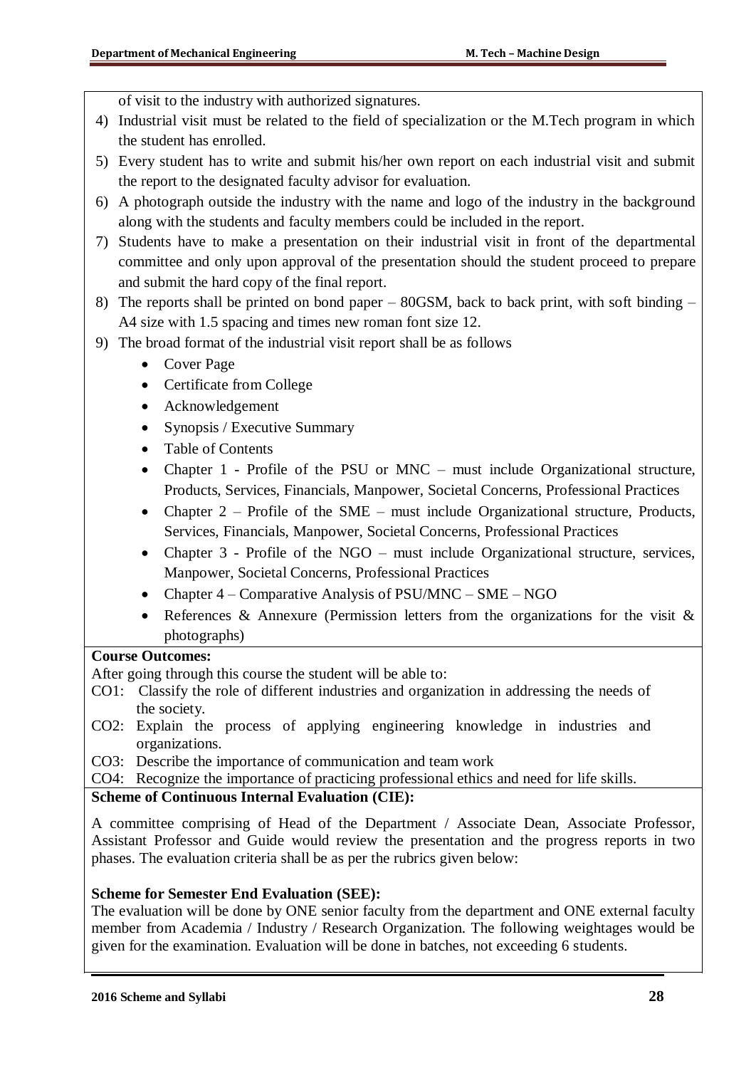of visit to the industry with authorized signatures.

4) Industrial visit must be related to the field of specialization or the M.Tech program in which the student has enrolled.
5) Every student has to write and submit his/her own report on each industrial visit and submit the report to the designated faculty advisor for evaluation.
6) A photograph outside the industry with the name and logo of the industry in the background along with the students and faculty members could be included in the report.
7) Students have to make a presentation on their industrial visit in front of the departmental committee and only upon approval of the presentation should the student proceed to prepare and submit the hard copy of the final report.
8) The reports shall be printed on bond paper – 80GSM, back to back print, with soft binding – A4 size with 1.5 spacing and times new roman font size 12.
9) The broad format of the industrial visit report shall be as follows
   - Cover Page
   - Certificate from College
   - Acknowledgement
   - Synopsis / Executive Summary
   - Table of Contents
   - Chapter 1 - Profile of the PSU or MNC – must include Organizational structure, Products, Services, Financials, Manpower, Societal Concerns, Professional Practices
   - Chapter 2 – Profile of the SME – must include Organizational structure, Products, Services, Financials, Manpower, Societal Concerns, Professional Practices
   - Chapter 3 - Profile of the NGO – must include Organizational structure, services, Manpower, Societal Concerns, Professional Practices
   - Chapter 4 – Comparative Analysis of PSU/MNC – SME – NGO
   - References & Annexure (Permission letters from the organizations for the visit & photographs)

**Course Outcomes:**

After going through this course the student will be able to:

CO1: Classify the role of different industries and organization in addressing the needs of the society.

CO2: Explain the process of applying engineering knowledge in industries and organizations.

CO3: Describe the importance of communication and team work

CO4: Recognize the importance of practicing professional ethics and need for life skills.

**Scheme of Continuous Internal Evaluation (CIE):**

A committee comprising of Head of the Department / Associate Dean, Associate Professor, Assistant Professor and Guide would review the presentation and the progress reports in two phases. The evaluation criteria shall be as per the rubrics given below:

**Scheme for Semester End Evaluation (SEE):**

The evaluation will be done by ONE senior faculty from the department and ONE external faculty member from Academia / Industry / Research Organization. The following weightages would be given for the examination. Evaluation will be done in batches, not exceeding 6 students.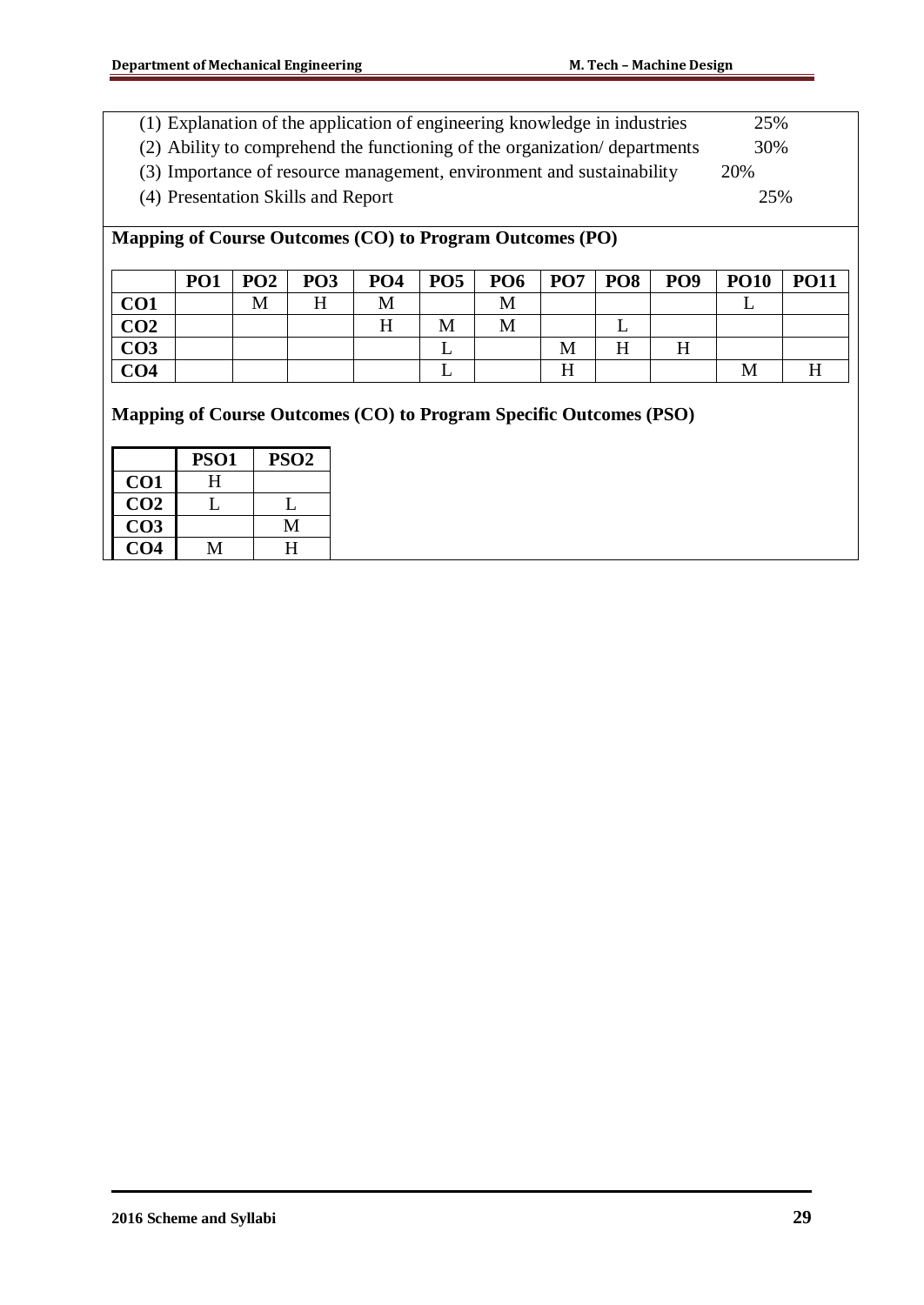(1) Explanation of the application of engineering knowledge in industries 25%

(2) Ability to comprehend the functioning of the organization/ departments 30%

(3) Importance of resource management, environment and sustainability 20%

(4) Presentation Skills and Report 25%

**Mapping of Course Outcomes (CO) to Program Outcomes (PO)**

| | PO1 | PO2 | PO3 | PO4 | PO5 | PO6 | PO7 | PO8 | PO9 | PO10 | PO11 |
|---|---|---|---|---|---|---|---|---|---|---|---|
| **CO1** | | M | H | M | | M | | | | L | |
| **CO2** | | | | H | M | M | | L | | | |
| **CO3** | | | | | L | | M | H | H | | |
| **CO4** | | | | | L | | H | | | M | H |

**Mapping of Course Outcomes (CO) to Program Specific Outcomes (PSO)**

| | PSO1 | PSO2 |
|---|---|---|
| **CO1** | H | |
| **CO2** | L | L |
| **CO3** | | M |
| **CO4** | M | H |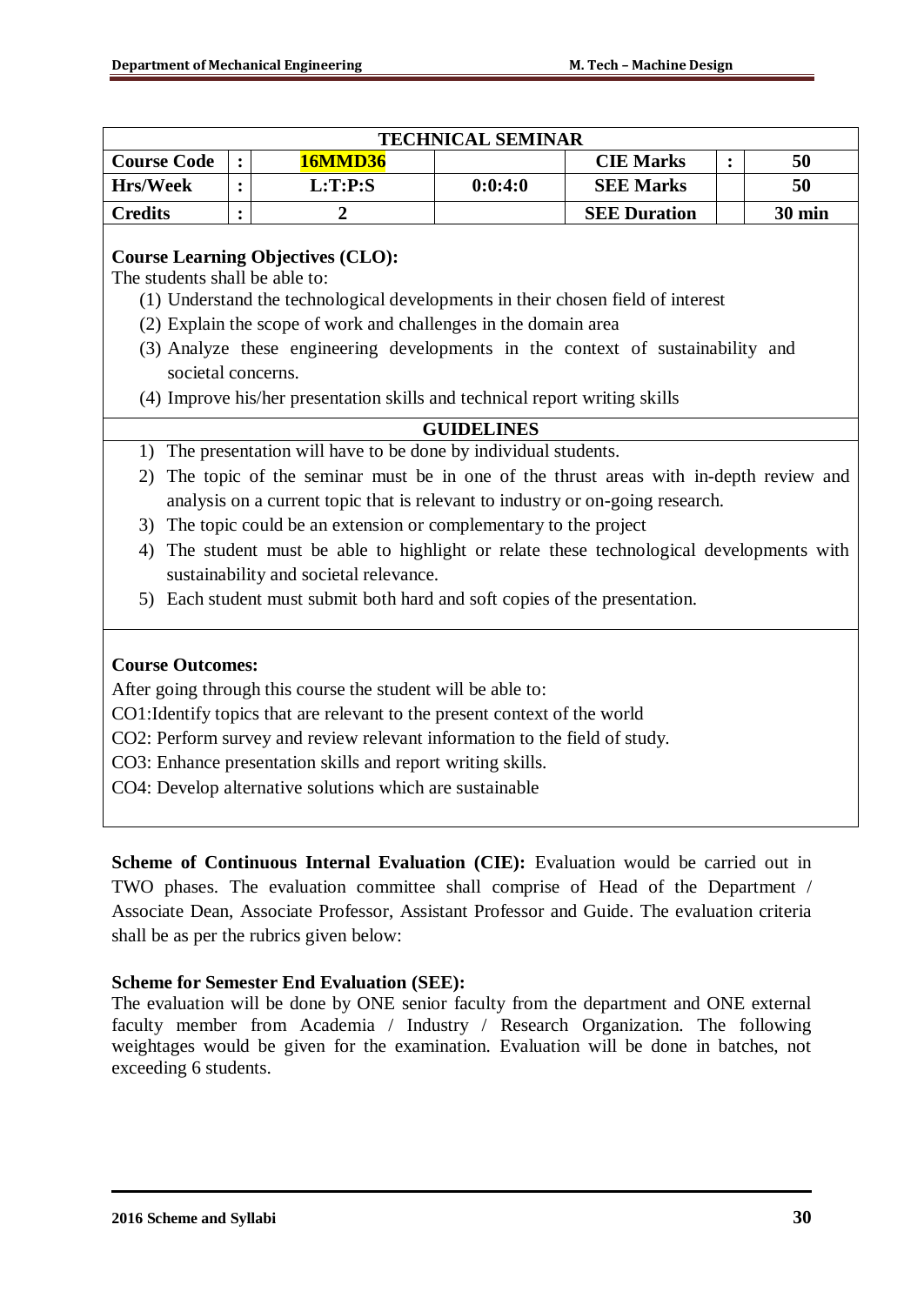| TECHNICAL SEMINAR | | | | | | |
|---|---|---|---|---|---|---|
| **Course Code** | **:** | **16MMD36** | | **CIE Marks** | **:** | **50** |
| **Hrs/Week** | **:** | **L:T:P:S** | **0:0:4:0** | **SEE Marks** | | **50** |
| **Credits** | **:** | **2** | | **SEE Duration** | | **30 min** |

**Course Learning Objectives (CLO):**
The students shall be able to:

(1) Understand the technological developments in their chosen field of interest
(2) Explain the scope of work and challenges in the domain area
(3) Analyze these engineering developments in the context of sustainability and societal concerns.
(4) Improve his/her presentation skills and technical report writing skills

**GUIDELINES**

1) The presentation will have to be done by individual students.
2) The topic of the seminar must be in one of the thrust areas with in-depth review and analysis on a current topic that is relevant to industry or on-going research.
3) The topic could be an extension or complementary to the project
4) The student must be able to highlight or relate these technological developments with sustainability and societal relevance.
5) Each student must submit both hard and soft copies of the presentation.

**Course Outcomes:**
After going through this course the student will be able to:
CO1:Identify topics that are relevant to the present context of the world
CO2: Perform survey and review relevant information to the field of study.
CO3: Enhance presentation skills and report writing skills.
CO4: Develop alternative solutions which are sustainable

**Scheme of Continuous Internal Evaluation (CIE):** Evaluation would be carried out in TWO phases. The evaluation committee shall comprise of Head of the Department / Associate Dean, Associate Professor, Assistant Professor and Guide. The evaluation criteria shall be as per the rubrics given below:

**Scheme for Semester End Evaluation (SEE):**
The evaluation will be done by ONE senior faculty from the department and ONE external faculty member from Academia / Industry / Research Organization. The following weightages would be given for the examination. Evaluation will be done in batches, not exceeding 6 students.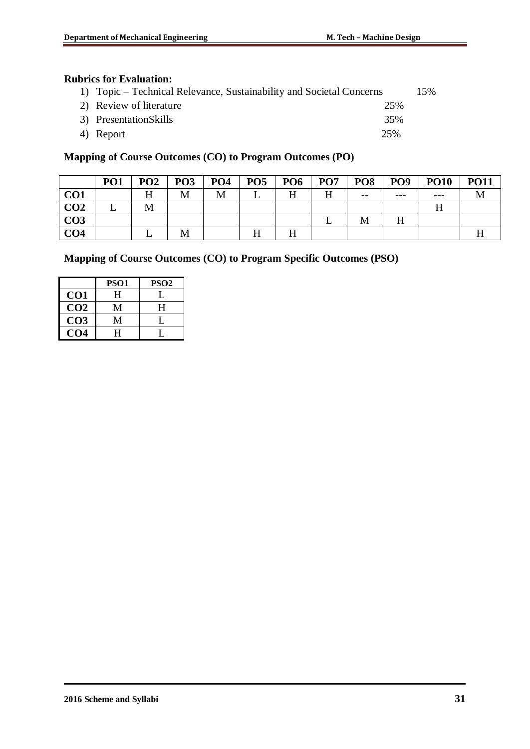**Rubrics for Evaluation:**

1) Topic – Technical Relevance, Sustainability and Societal Concerns 15%
2) Review of literature 25%
3) PresentationSkills 35%
4) Report 25%

## Mapping of Course Outcomes (CO) to Program Outcomes (PO)

| | PO1 | PO2 | PO3 | PO4 | PO5 | PO6 | PO7 | PO8 | PO9 | PO10 | PO11 |
|---|---|---|---|---|---|---|---|---|---|---|---|
| CO1 | | H | M | M | L | H | H | -- | --- | --- | M |
| CO2 | L | M | | | | | | | | H | |
| CO3 | | | | | | | L | M | H | | |
| CO4 | | L | M | | H | H | | | | | H |

## Mapping of Course Outcomes (CO) to Program Specific Outcomes (PSO)

| | PSO1 | PSO2 |
|---|---|---|
| CO1 | H | L |
| CO2 | M | H |
| CO3 | M | L |
| CO4 | H | L |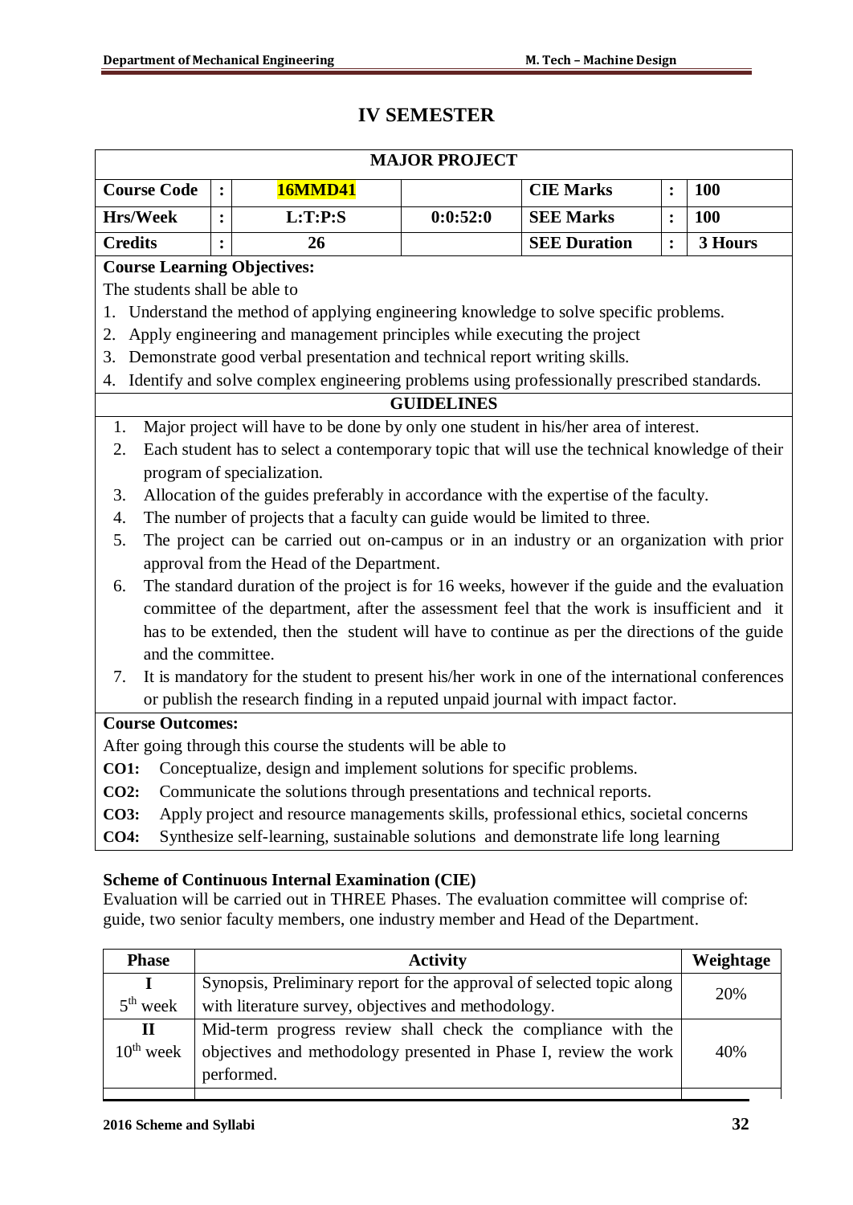# IV SEMESTER

| MAJOR PROJECT | | | | | | |
|---|---|---|---|---|---|---|
| **Course Code** | **:** | **16MMD41** | | **CIE Marks** | **:** | **100** |
| **Hrs/Week** | **:** | **L:T:P:S** | **0:0:52:0** | **SEE Marks** | **:** | **100** |
| **Credits** | **:** | **26** | | **SEE Duration** | **:** | **3 Hours** |

**Course Learning Objectives:**

The students shall be able to

1. Understand the method of applying engineering knowledge to solve specific problems.
2. Apply engineering and management principles while executing the project
3. Demonstrate good verbal presentation and technical report writing skills.
4. Identify and solve complex engineering problems using professionally prescribed standards.

**GUIDELINES**

1. Major project will have to be done by only one student in his/her area of interest.
2. Each student has to select a contemporary topic that will use the technical knowledge of their program of specialization.
3. Allocation of the guides preferably in accordance with the expertise of the faculty.
4. The number of projects that a faculty can guide would be limited to three.
5. The project can be carried out on-campus or in an industry or an organization with prior approval from the Head of the Department.
6. The standard duration of the project is for 16 weeks, however if the guide and the evaluation committee of the department, after the assessment feel that the work is insufficient and it has to be extended, then the student will have to continue as per the directions of the guide and the committee.
7. It is mandatory for the student to present his/her work in one of the international conferences or publish the research finding in a reputed unpaid journal with impact factor.

**Course Outcomes:**

After going through this course the students will be able to

**CO1:** Conceptualize, design and implement solutions for specific problems.

**CO2:** Communicate the solutions through presentations and technical reports.

**CO3:** Apply project and resource managements skills, professional ethics, societal concerns

**CO4:** Synthesize self-learning, sustainable solutions and demonstrate life long learning

**Scheme of Continuous Internal Examination (CIE)**

Evaluation will be carried out in THREE Phases. The evaluation committee will comprise of: guide, two senior faculty members, one industry member and Head of the Department.

| Phase | Activity | Weightage |
|---|---|---|
| **I** 5th week | Synopsis, Preliminary report for the approval of selected topic along with literature survey, objectives and methodology. | 20% |
| **II** 10th week | Mid-term progress review shall check the compliance with the objectives and methodology presented in Phase I, review the work performed. | 40% |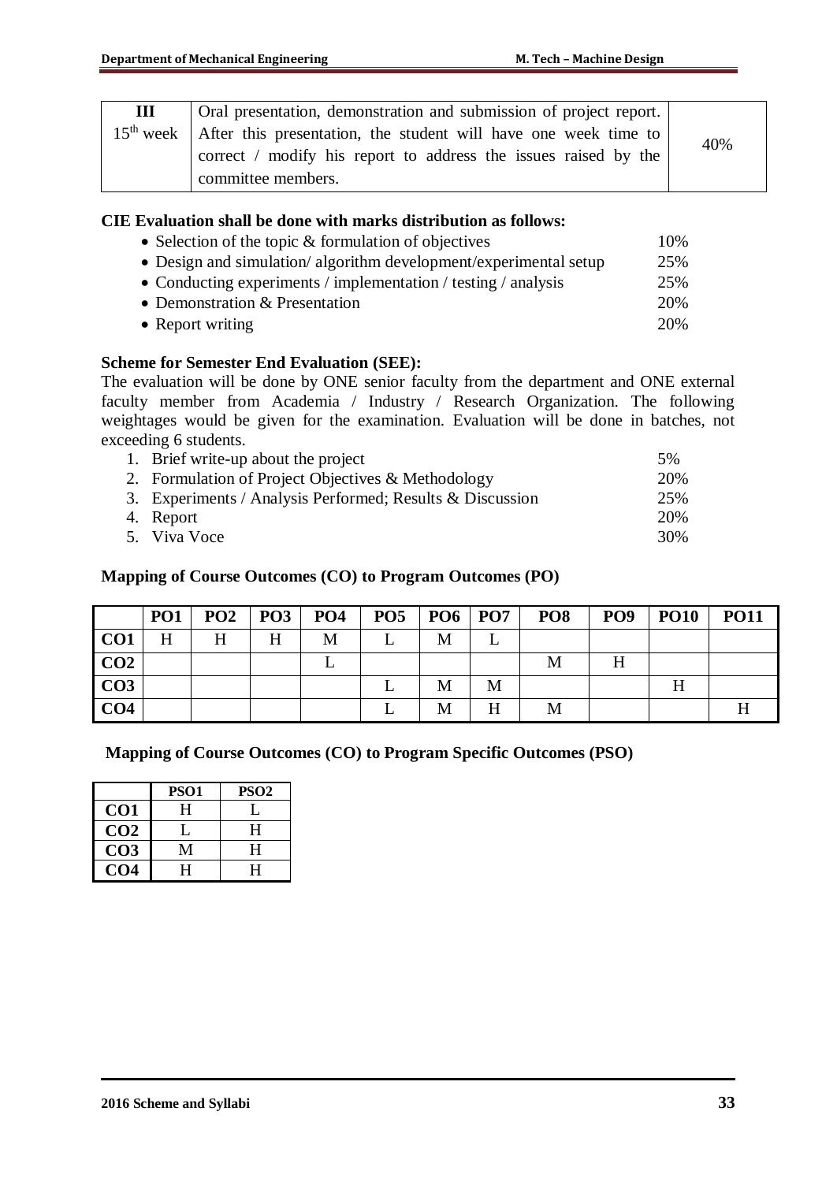| III | Oral presentation, demonstration and submission of project report. After this presentation, the student will have one week time to correct / modify his report to address the issues raised by the committee members. | 40% |
|---|---|---|
| 15th week | | |

**CIE Evaluation shall be done with marks distribution as follows:**

- Selection of the topic & formulation of objectives 10%
- Design and simulation/ algorithm development/experimental setup 25%
- Conducting experiments / implementation / testing / analysis 25%
- Demonstration & Presentation 20%
- Report writing 20%

**Scheme for Semester End Evaluation (SEE):**

The evaluation will be done by ONE senior faculty from the department and ONE external faculty member from Academia / Industry / Research Organization. The following weightages would be given for the examination. Evaluation will be done in batches, not exceeding 6 students.

1. Brief write-up about the project 5%
2. Formulation of Project Objectives & Methodology 20%
3. Experiments / Analysis Performed; Results & Discussion 25%
4. Report 20%
5. Viva Voce 30%

**Mapping of Course Outcomes (CO) to Program Outcomes (PO)**

| | PO1 | PO2 | PO3 | PO4 | PO5 | PO6 | PO7 | PO8 | PO9 | PO10 | PO11 |
|---|---|---|---|---|---|---|---|---|---|---|---|
| **CO1** | H | H | H | M | L | M | L | | | | |
| **CO2** | | | | L | | | | M | H | | |
| **CO3** | | | | | L | M | M | | | H | |
| **CO4** | | | | | L | M | H | M | | | H |

**Mapping of Course Outcomes (CO) to Program Specific Outcomes (PSO)**

| | PSO1 | PSO2 |
|---|---|---|
| **CO1** | H | L |
| **CO2** | L | H |
| **CO3** | M | H |
| **CO4** | H | H |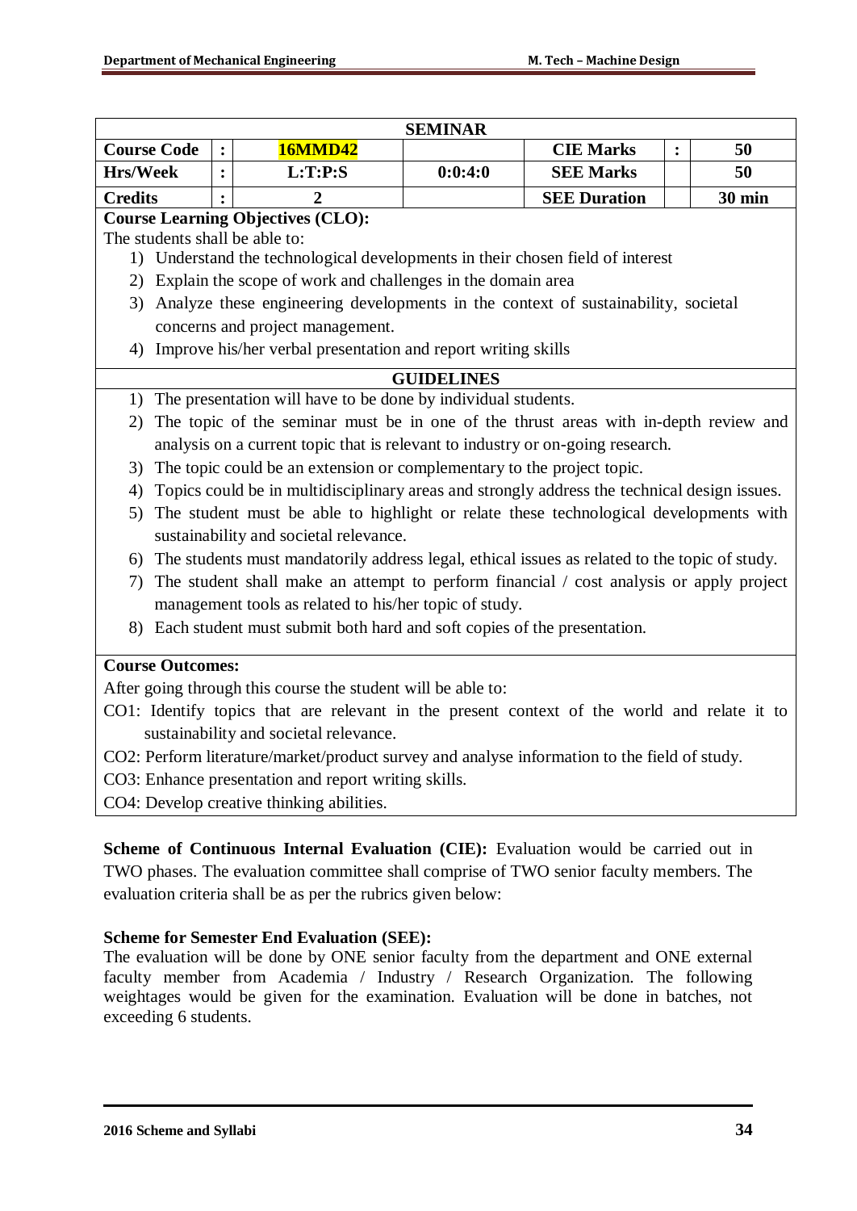| SEMINAR | | | | | | |
|---|---|---|---|---|---|---|
| **Course Code** | **:** | **16MMD42** | | **CIE Marks** | **:** | **50** |
| **Hrs/Week** | **:** | **L:T:P:S** | **0:0:4:0** | **SEE Marks** | | **50** |
| **Credits** | **:** | **2** | | **SEE Duration** | | **30 min** |

**Course Learning Objectives (CLO):**

The students shall be able to:

1) Understand the technological developments in their chosen field of interest
2) Explain the scope of work and challenges in the domain area
3) Analyze these engineering developments in the context of sustainability, societal concerns and project management.
4) Improve his/her verbal presentation and report writing skills

**GUIDELINES**

1) The presentation will have to be done by individual students.
2) The topic of the seminar must be in one of the thrust areas with in-depth review and analysis on a current topic that is relevant to industry or on-going research.
3) The topic could be an extension or complementary to the project topic.
4) Topics could be in multidisciplinary areas and strongly address the technical design issues.
5) The student must be able to highlight or relate these technological developments with sustainability and societal relevance.
6) The students must mandatorily address legal, ethical issues as related to the topic of study.
7) The student shall make an attempt to perform financial / cost analysis or apply project management tools as related to his/her topic of study.
8) Each student must submit both hard and soft copies of the presentation.

**Course Outcomes:**

After going through this course the student will be able to:

CO1: Identify topics that are relevant in the present context of the world and relate it to sustainability and societal relevance.

CO2: Perform literature/market/product survey and analyse information to the field of study.

CO3: Enhance presentation and report writing skills.

CO4: Develop creative thinking abilities.

**Scheme of Continuous Internal Evaluation (CIE):** Evaluation would be carried out in TWO phases. The evaluation committee shall comprise of TWO senior faculty members. The evaluation criteria shall be as per the rubrics given below:

**Scheme for Semester End Evaluation (SEE):**

The evaluation will be done by ONE senior faculty from the department and ONE external faculty member from Academia / Industry / Research Organization. The following weightages would be given for the examination. Evaluation will be done in batches, not exceeding 6 students.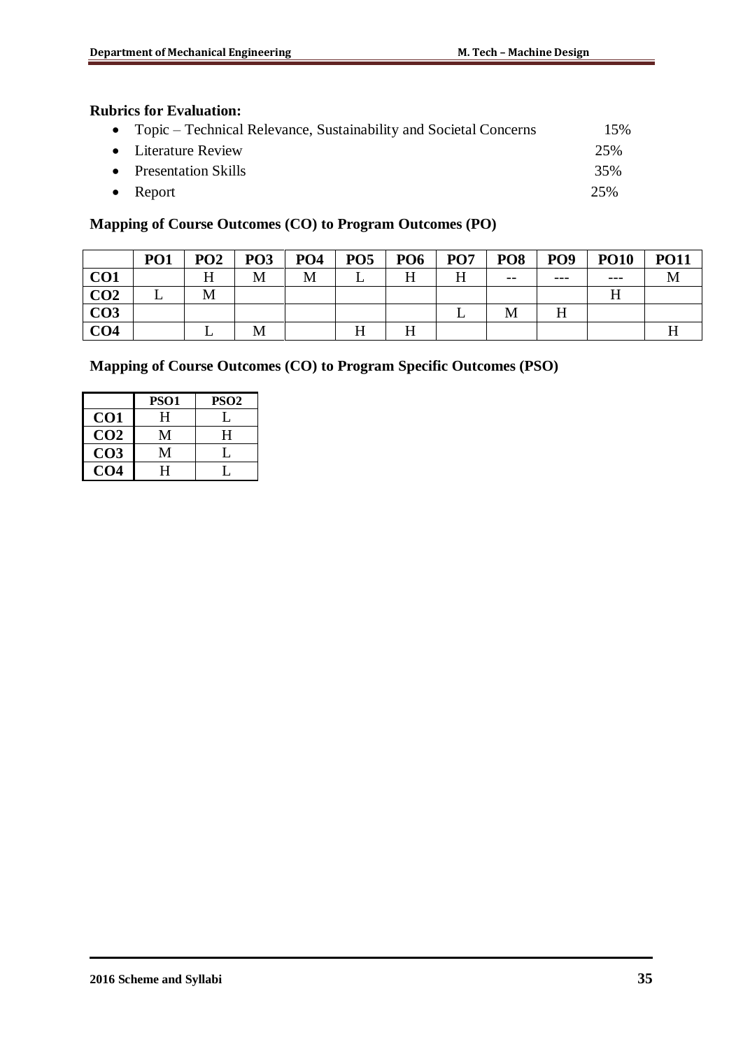**Rubrics for Evaluation:**

- Topic – Technical Relevance, Sustainability and Societal Concerns 15%
- Literature Review 25%
- Presentation Skills 35%
- Report 25%

## Mapping of Course Outcomes (CO) to Program Outcomes (PO)

| | PO1 | PO2 | PO3 | PO4 | PO5 | PO6 | PO7 | PO8 | PO9 | PO10 | PO11 |
|---|---|---|---|---|---|---|---|---|---|---|---|
| CO1 | | H | M | M | L | H | H | -- | --- | --- | M |
| CO2 | L | M | | | | | | | | H | |
| CO3 | | | | | | | L | M | H | | |
| CO4 | | L | M | | H | H | | | | | H |

## Mapping of Course Outcomes (CO) to Program Specific Outcomes (PSO)

| | PSO1 | PSO2 |
|---|---|---|
| CO1 | H | L |
| CO2 | M | H |
| CO3 | M | L |
| CO4 | H | L |